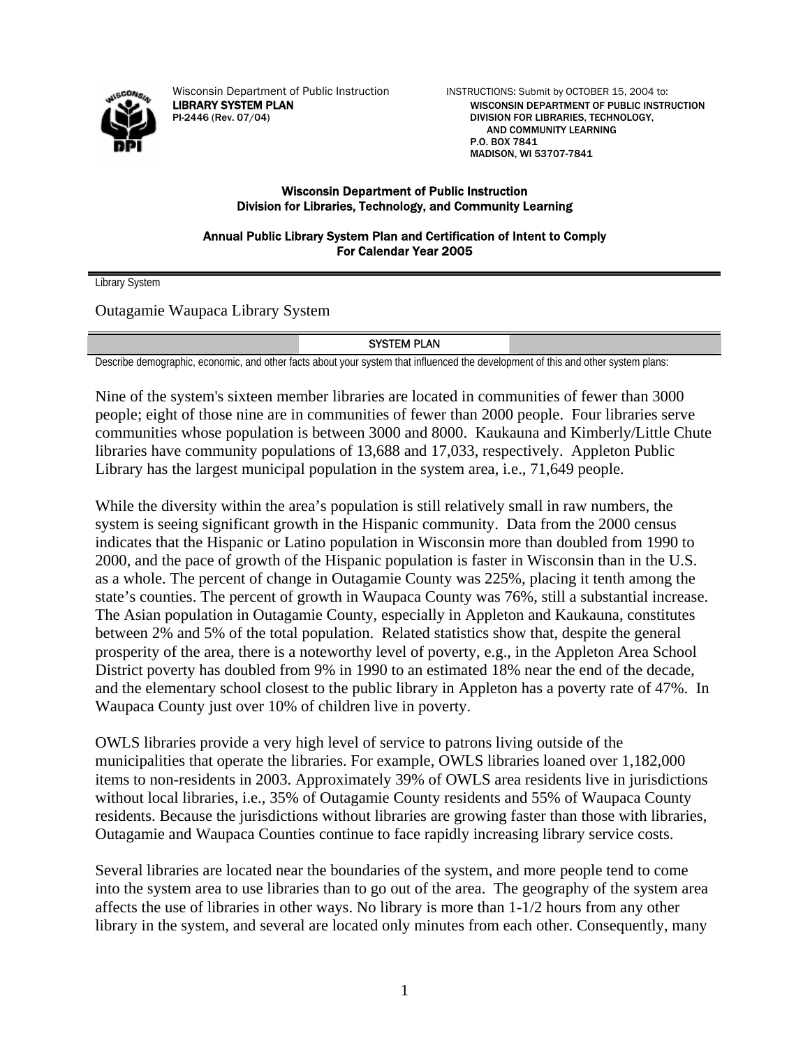Wisconsin Department of Public Instruction
**LIBRARY SYSTEM PLAN**
PI-2446 (Rev. 07/04)

INSTRUCTIONS: Submit by OCTOBER 15, 2004 to:
**WISCONSIN DEPARTMENT OF PUBLIC INSTRUCTION**
**DIVISION FOR LIBRARIES, TECHNOLOGY, AND COMMUNITY LEARNING**
**P.O. BOX 7841**
**MADISON, WI 53707-7841**

## Wisconsin Department of Public Instruction
## Division for Libraries, Technology, and Community Learning

### Annual Public Library System Plan and Certification of Intent to Comply For Calendar Year 2005

Library System

Outagamie Waupaca Library System

## SYSTEM PLAN

Describe demographic, economic, and other facts about your system that influenced the development of this and other system plans:

Nine of the system's sixteen member libraries are located in communities of fewer than 3000 people; eight of those nine are in communities of fewer than 2000 people. Four libraries serve communities whose population is between 3000 and 8000. Kaukauna and Kimberly/Little Chute libraries have community populations of 13,688 and 17,033, respectively. Appleton Public Library has the largest municipal population in the system area, i.e., 71,649 people.

While the diversity within the area's population is still relatively small in raw numbers, the system is seeing significant growth in the Hispanic community. Data from the 2000 census indicates that the Hispanic or Latino population in Wisconsin more than doubled from 1990 to 2000, and the pace of growth of the Hispanic population is faster in Wisconsin than in the U.S. as a whole. The percent of change in Outagamie County was 225%, placing it tenth among the state's counties. The percent of growth in Waupaca County was 76%, still a substantial increase. The Asian population in Outagamie County, especially in Appleton and Kaukauna, constitutes between 2% and 5% of the total population. Related statistics show that, despite the general prosperity of the area, there is a noteworthy level of poverty, e.g., in the Appleton Area School District poverty has doubled from 9% in 1990 to an estimated 18% near the end of the decade, and the elementary school closest to the public library in Appleton has a poverty rate of 47%. In Waupaca County just over 10% of children live in poverty.

OWLS libraries provide a very high level of service to patrons living outside of the municipalities that operate the libraries. For example, OWLS libraries loaned over 1,182,000 items to non-residents in 2003. Approximately 39% of OWLS area residents live in jurisdictions without local libraries, i.e., 35% of Outagamie County residents and 55% of Waupaca County residents. Because the jurisdictions without libraries are growing faster than those with libraries, Outagamie and Waupaca Counties continue to face rapidly increasing library service costs.

Several libraries are located near the boundaries of the system, and more people tend to come into the system area to use libraries than to go out of the area. The geography of the system area affects the use of libraries in other ways. No library is more than 1-1/2 hours from any other library in the system, and several are located only minutes from each other. Consequently, many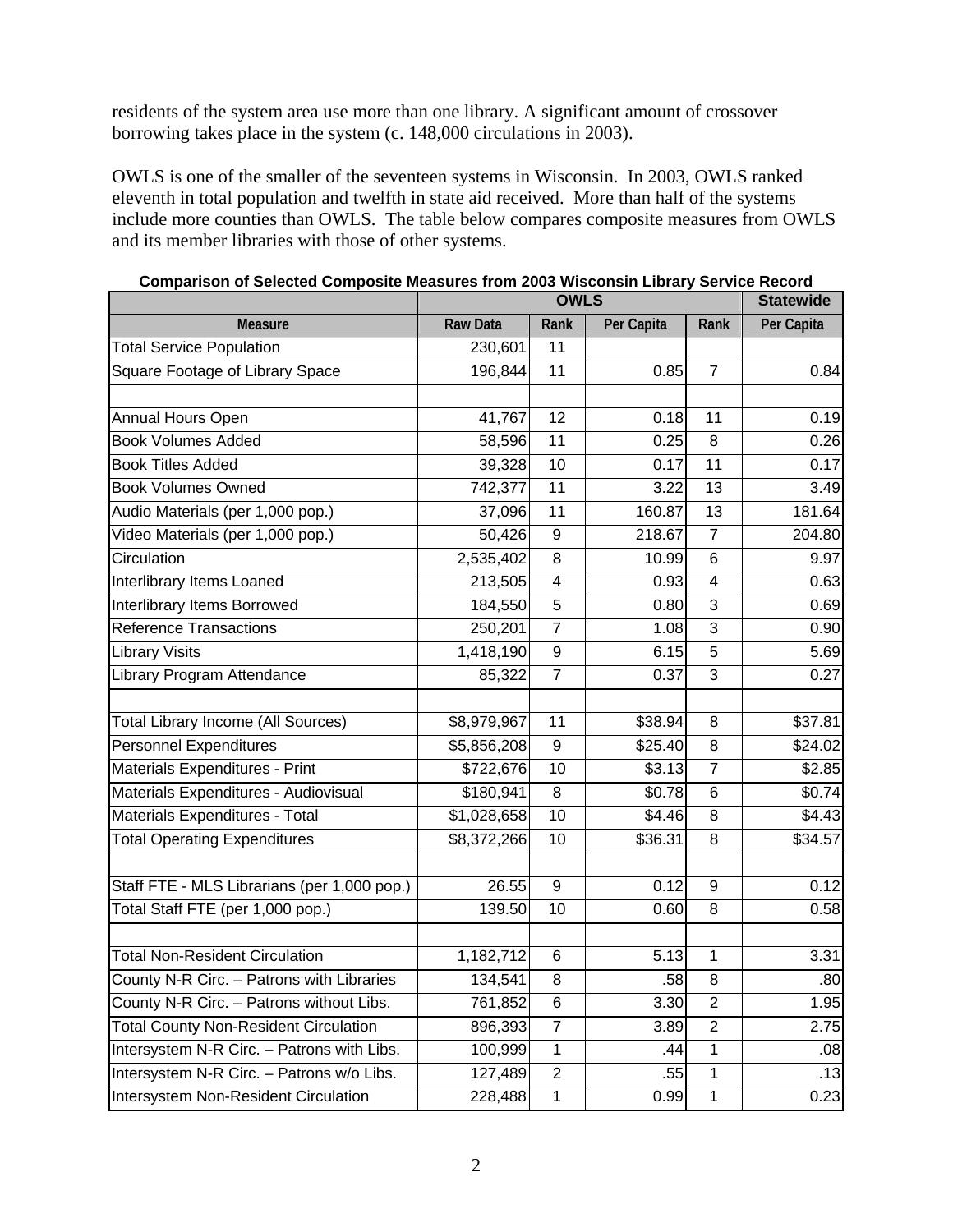residents of the system area use more than one library. A significant amount of crossover borrowing takes place in the system (c. 148,000 circulations in 2003).

OWLS is one of the smaller of the seventeen systems in Wisconsin. In 2003, OWLS ranked eleventh in total population and twelfth in state aid received. More than half of the systems include more counties than OWLS. The table below compares composite measures from OWLS and its member libraries with those of other systems.

**Comparison of Selected Composite Measures from 2003 Wisconsin Library Service Record**

| | OWLS | | | | Statewide |
|---|---|---|---|---|---|
| **Measure** | **Raw Data** | **Rank** | **Per Capita** | **Rank** | **Per Capita** |
| Total Service Population | 230,601 | 11 | | | |
| Square Footage of Library Space | 196,844 | 11 | 0.85 | 7 | 0.84 |
| | | | | | |
| Annual Hours Open | 41,767 | 12 | 0.18 | 11 | 0.19 |
| Book Volumes Added | 58,596 | 11 | 0.25 | 8 | 0.26 |
| Book Titles Added | 39,328 | 10 | 0.17 | 11 | 0.17 |
| Book Volumes Owned | 742,377 | 11 | 3.22 | 13 | 3.49 |
| Audio Materials (per 1,000 pop.) | 37,096 | 11 | 160.87 | 13 | 181.64 |
| Video Materials (per 1,000 pop.) | 50,426 | 9 | 218.67 | 7 | 204.80 |
| Circulation | 2,535,402 | 8 | 10.99 | 6 | 9.97 |
| Interlibrary Items Loaned | 213,505 | 4 | 0.93 | 4 | 0.63 |
| Interlibrary Items Borrowed | 184,550 | 5 | 0.80 | 3 | 0.69 |
| Reference Transactions | 250,201 | 7 | 1.08 | 3 | 0.90 |
| Library Visits | 1,418,190 | 9 | 6.15 | 5 | 5.69 |
| Library Program Attendance | 85,322 | 7 | 0.37 | 3 | 0.27 |
| | | | | | |
| Total Library Income (All Sources) | $8,979,967 | 11 | $38.94 | 8 | $37.81 |
| Personnel Expenditures | $5,856,208 | 9 | $25.40 | 8 | $24.02 |
| Materials Expenditures - Print | $722,676 | 10 | $3.13 | 7 | $2.85 |
| Materials Expenditures - Audiovisual | $180,941 | 8 | $0.78 | 6 | $0.74 |
| Materials Expenditures - Total | $1,028,658 | 10 | $4.46 | 8 | $4.43 |
| Total Operating Expenditures | $8,372,266 | 10 | $36.31 | 8 | $34.57 |
| | | | | | |
| Staff FTE - MLS Librarians (per 1,000 pop.) | 26.55 | 9 | 0.12 | 9 | 0.12 |
| Total Staff FTE (per 1,000 pop.) | 139.50 | 10 | 0.60 | 8 | 0.58 |
| | | | | | |
| Total Non-Resident Circulation | 1,182,712 | 6 | 5.13 | 1 | 3.31 |
| County N-R Circ. – Patrons with Libraries | 134,541 | 8 | .58 | 8 | .80 |
| County N-R Circ. – Patrons without Libs. | 761,852 | 6 | 3.30 | 2 | 1.95 |
| Total County Non-Resident Circulation | 896,393 | 7 | 3.89 | 2 | 2.75 |
| Intersystem N-R Circ. – Patrons with Libs. | 100,999 | 1 | .44 | 1 | .08 |
| Intersystem N-R Circ. – Patrons w/o Libs. | 127,489 | 2 | .55 | 1 | .13 |
| Intersystem Non-Resident Circulation | 228,488 | 1 | 0.99 | 1 | 0.23 |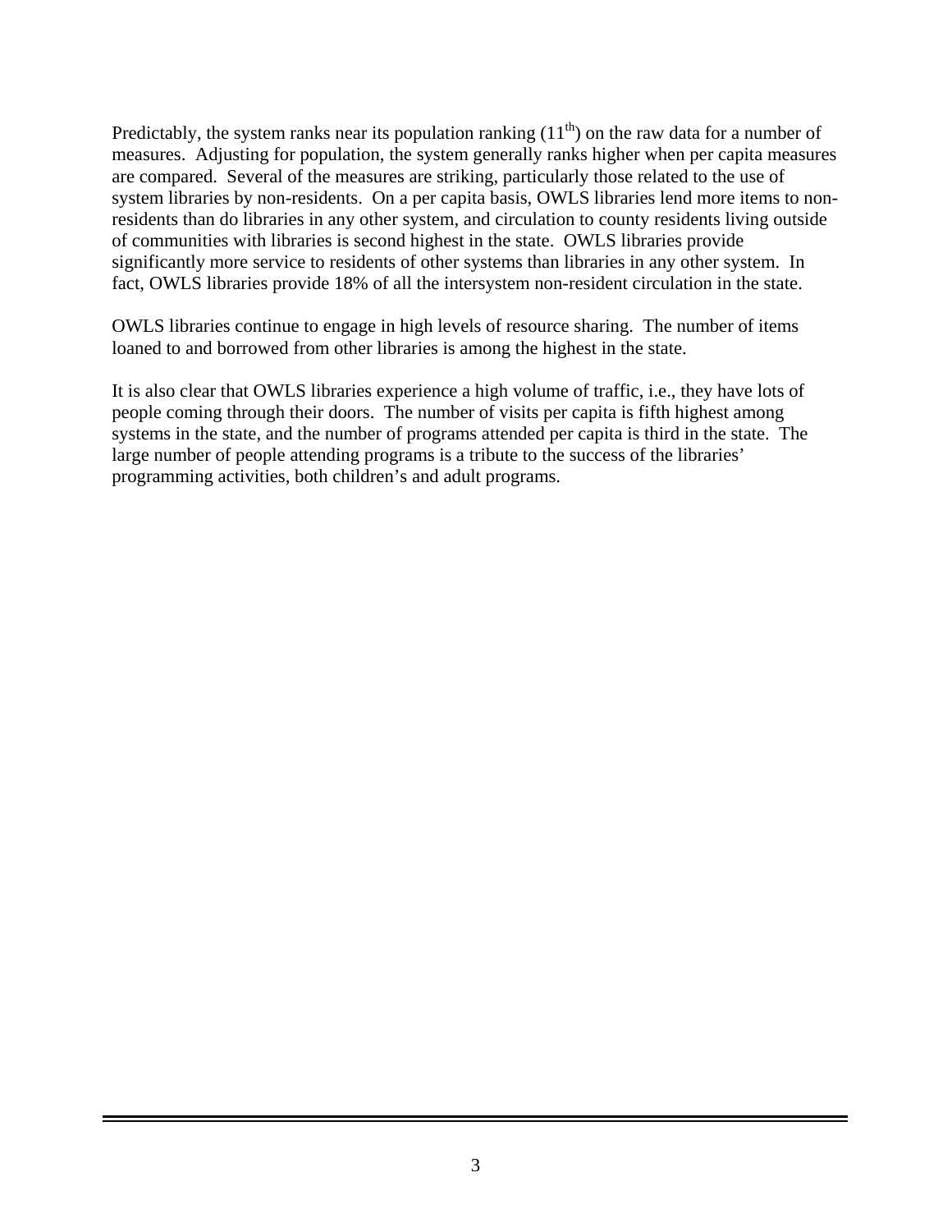Predictably, the system ranks near its population ranking ($11^{th}$) on the raw data for a number of measures. Adjusting for population, the system generally ranks higher when per capita measures are compared. Several of the measures are striking, particularly those related to the use of system libraries by non-residents. On a per capita basis, OWLS libraries lend more items to non-residents than do libraries in any other system, and circulation to county residents living outside of communities with libraries is second highest in the state. OWLS libraries provide significantly more service to residents of other systems than libraries in any other system. In fact, OWLS libraries provide 18% of all the intersystem non-resident circulation in the state.

OWLS libraries continue to engage in high levels of resource sharing. The number of items loaned to and borrowed from other libraries is among the highest in the state.

It is also clear that OWLS libraries experience a high volume of traffic, i.e., they have lots of people coming through their doors. The number of visits per capita is fifth highest among systems in the state, and the number of programs attended per capita is third in the state. The large number of people attending programs is a tribute to the success of the libraries' programming activities, both children's and adult programs.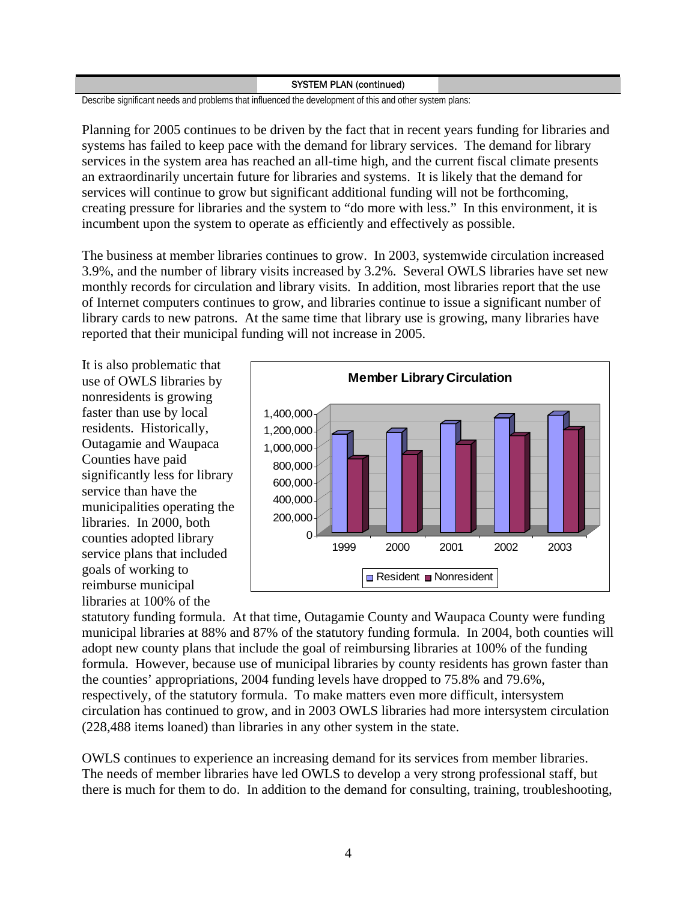SYSTEM PLAN (continued)

Describe significant needs and problems that influenced the development of this and other system plans:

Planning for 2005 continues to be driven by the fact that in recent years funding for libraries and systems has failed to keep pace with the demand for library services. The demand for library services in the system area has reached an all-time high, and the current fiscal climate presents an extraordinarily uncertain future for libraries and systems. It is likely that the demand for services will continue to grow but significant additional funding will not be forthcoming, creating pressure for libraries and the system to "do more with less." In this environment, it is incumbent upon the system to operate as efficiently and effectively as possible.

The business at member libraries continues to grow. In 2003, systemwide circulation increased 3.9%, and the number of library visits increased by 3.2%. Several OWLS libraries have set new monthly records for circulation and library visits. In addition, most libraries report that the use of Internet computers continues to grow, and libraries continue to issue a significant number of library cards to new patrons. At the same time that library use is growing, many libraries have reported that their municipal funding will not increase in 2005.

It is also problematic that use of OWLS libraries by nonresidents is growing faster than use by local residents. Historically, Outagamie and Waupaca Counties have paid significantly less for library service than have the municipalities operating the libraries. In 2000, both counties adopted library service plans that included goals of working to reimburse municipal libraries at 100% of the statutory funding formula. At that time, Outagamie County and Waupaca County were funding municipal libraries at 88% and 87% of the statutory funding formula. In 2004, both counties will adopt new county plans that include the goal of reimbursing libraries at 100% of the funding formula. However, because use of municipal libraries by county residents has grown faster than the counties' appropriations, 2004 funding levels have dropped to 75.8% and 79.6%, respectively, of the statutory formula. To make matters even more difficult, intersystem circulation has continued to grow, and in 2003 OWLS libraries had more intersystem circulation (228,488 items loaned) than libraries in any other system in the state.

**Member Library Circulation**

(Bar chart: Resident and Nonresident circulation, 1999–2003; y-axis 0 to 1,400,000)

OWLS continues to experience an increasing demand for its services from member libraries. The needs of member libraries have led OWLS to develop a very strong professional staff, but there is much for them to do. In addition to the demand for consulting, training, troubleshooting,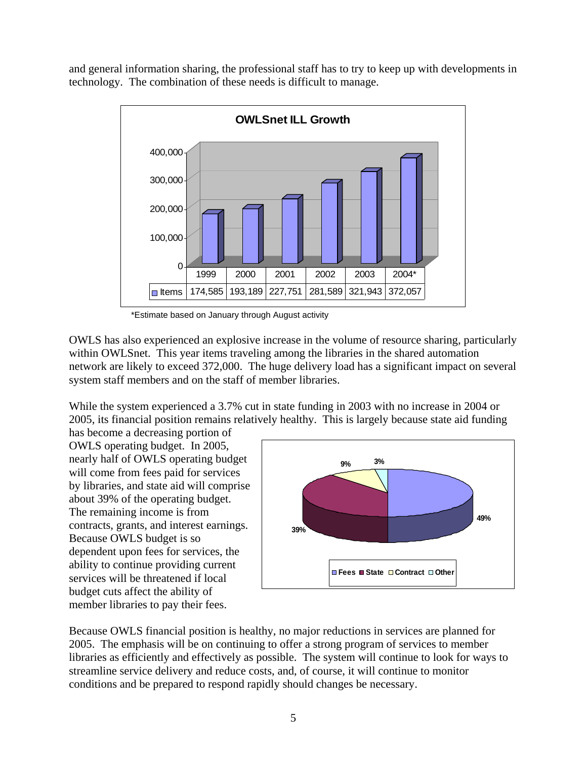and general information sharing, the professional staff has to try to keep up with developments in technology. The combination of these needs is difficult to manage.

**OWLSnet ILL Growth**

| | 1999 | 2000 | 2001 | 2002 | 2003 | 2004* |
|---|---|---|---|---|---|---|
| Items | 174,585 | 193,189 | 227,751 | 281,589 | 321,943 | 372,057 |

*Estimate based on January through August activity

OWLS has also experienced an explosive increase in the volume of resource sharing, particularly within OWLSnet. This year items traveling among the libraries in the shared automation network are likely to exceed 372,000. The huge delivery load has a significant impact on several system staff members and on the staff of member libraries.

While the system experienced a 3.7% cut in state funding in 2003 with no increase in 2004 or 2005, its financial position remains relatively healthy. This is largely because state aid funding has become a decreasing portion of OWLS operating budget. In 2005, nearly half of OWLS operating budget will come from fees paid for services by libraries, and state aid will comprise about 39% of the operating budget. The remaining income is from contracts, grants, and interest earnings. Because OWLS budget is so dependent upon fees for services, the ability to continue providing current services will be threatened if local budget cuts affect the ability of member libraries to pay their fees.

| Fees | State | Contract | Other |
|---|---|---|---|
| 49% | 39% | 9% | 3% |

Because OWLS financial position is healthy, no major reductions in services are planned for 2005. The emphasis will be on continuing to offer a strong program of services to member libraries as efficiently and effectively as possible. The system will continue to look for ways to streamline service delivery and reduce costs, and, of course, it will continue to monitor conditions and be prepared to respond rapidly should changes be necessary.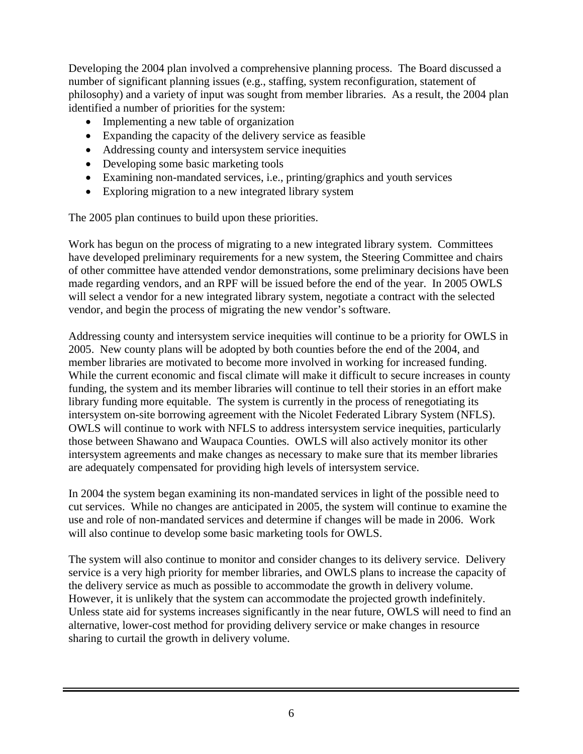Developing the 2004 plan involved a comprehensive planning process. The Board discussed a number of significant planning issues (e.g., staffing, system reconfiguration, statement of philosophy) and a variety of input was sought from member libraries. As a result, the 2004 plan identified a number of priorities for the system:

- Implementing a new table of organization
- Expanding the capacity of the delivery service as feasible
- Addressing county and intersystem service inequities
- Developing some basic marketing tools
- Examining non-mandated services, i.e., printing/graphics and youth services
- Exploring migration to a new integrated library system

The 2005 plan continues to build upon these priorities.

Work has begun on the process of migrating to a new integrated library system. Committees have developed preliminary requirements for a new system, the Steering Committee and chairs of other committee have attended vendor demonstrations, some preliminary decisions have been made regarding vendors, and an RPF will be issued before the end of the year. In 2005 OWLS will select a vendor for a new integrated library system, negotiate a contract with the selected vendor, and begin the process of migrating the new vendor's software.

Addressing county and intersystem service inequities will continue to be a priority for OWLS in 2005. New county plans will be adopted by both counties before the end of the 2004, and member libraries are motivated to become more involved in working for increased funding. While the current economic and fiscal climate will make it difficult to secure increases in county funding, the system and its member libraries will continue to tell their stories in an effort make library funding more equitable. The system is currently in the process of renegotiating its intersystem on-site borrowing agreement with the Nicolet Federated Library System (NFLS). OWLS will continue to work with NFLS to address intersystem service inequities, particularly those between Shawano and Waupaca Counties. OWLS will also actively monitor its other intersystem agreements and make changes as necessary to make sure that its member libraries are adequately compensated for providing high levels of intersystem service.

In 2004 the system began examining its non-mandated services in light of the possible need to cut services. While no changes are anticipated in 2005, the system will continue to examine the use and role of non-mandated services and determine if changes will be made in 2006. Work will also continue to develop some basic marketing tools for OWLS.

The system will also continue to monitor and consider changes to its delivery service. Delivery service is a very high priority for member libraries, and OWLS plans to increase the capacity of the delivery service as much as possible to accommodate the growth in delivery volume. However, it is unlikely that the system can accommodate the projected growth indefinitely. Unless state aid for systems increases significantly in the near future, OWLS will need to find an alternative, lower-cost method for providing delivery service or make changes in resource sharing to curtail the growth in delivery volume.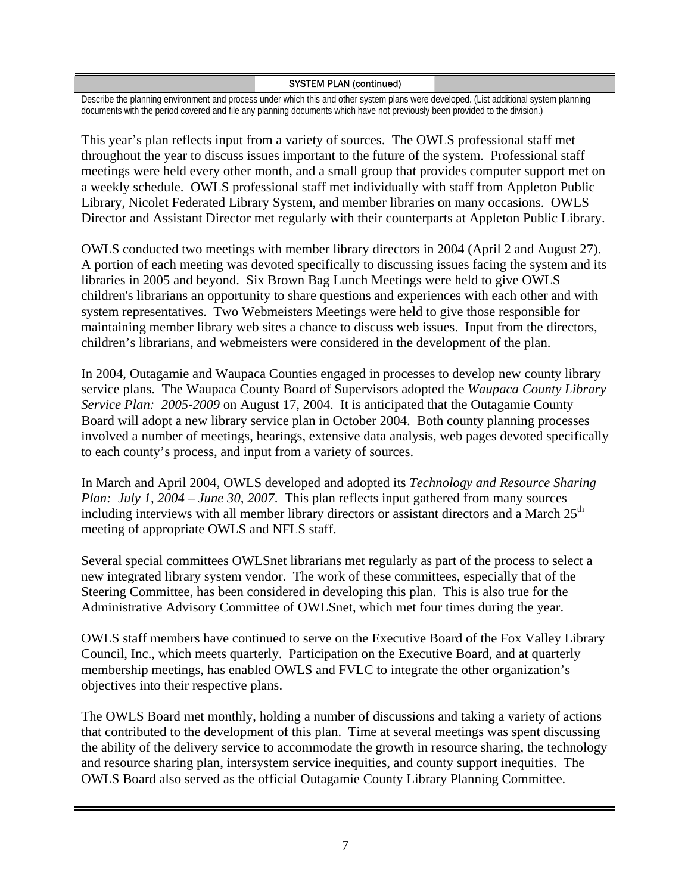**SYSTEM PLAN (continued)**

Describe the planning environment and process under which this and other system plans were developed. (List additional system planning documents with the period covered and file any planning documents which have not previously been provided to the division.)

This year's plan reflects input from a variety of sources. The OWLS professional staff met throughout the year to discuss issues important to the future of the system. Professional staff meetings were held every other month, and a small group that provides computer support met on a weekly schedule. OWLS professional staff met individually with staff from Appleton Public Library, Nicolet Federated Library System, and member libraries on many occasions. OWLS Director and Assistant Director met regularly with their counterparts at Appleton Public Library.

OWLS conducted two meetings with member library directors in 2004 (April 2 and August 27). A portion of each meeting was devoted specifically to discussing issues facing the system and its libraries in 2005 and beyond. Six Brown Bag Lunch Meetings were held to give OWLS children's librarians an opportunity to share questions and experiences with each other and with system representatives. Two Webmeisters Meetings were held to give those responsible for maintaining member library web sites a chance to discuss web issues. Input from the directors, children's librarians, and webmeisters were considered in the development of the plan.

In 2004, Outagamie and Waupaca Counties engaged in processes to develop new county library service plans. The Waupaca County Board of Supervisors adopted the *Waupaca County Library Service Plan: 2005-2009* on August 17, 2004. It is anticipated that the Outagamie County Board will adopt a new library service plan in October 2004. Both county planning processes involved a number of meetings, hearings, extensive data analysis, web pages devoted specifically to each county's process, and input from a variety of sources.

In March and April 2004, OWLS developed and adopted its *Technology and Resource Sharing Plan: July 1, 2004 – June 30, 2007*. This plan reflects input gathered from many sources including interviews with all member library directors or assistant directors and a March 25th meeting of appropriate OWLS and NFLS staff.

Several special committees OWLSnet librarians met regularly as part of the process to select a new integrated library system vendor. The work of these committees, especially that of the Steering Committee, has been considered in developing this plan. This is also true for the Administrative Advisory Committee of OWLSnet, which met four times during the year.

OWLS staff members have continued to serve on the Executive Board of the Fox Valley Library Council, Inc., which meets quarterly. Participation on the Executive Board, and at quarterly membership meetings, has enabled OWLS and FVLC to integrate the other organization's objectives into their respective plans.

The OWLS Board met monthly, holding a number of discussions and taking a variety of actions that contributed to the development of this plan. Time at several meetings was spent discussing the ability of the delivery service to accommodate the growth in resource sharing, the technology and resource sharing plan, intersystem service inequities, and county support inequities. The OWLS Board also served as the official Outagamie County Library Planning Committee.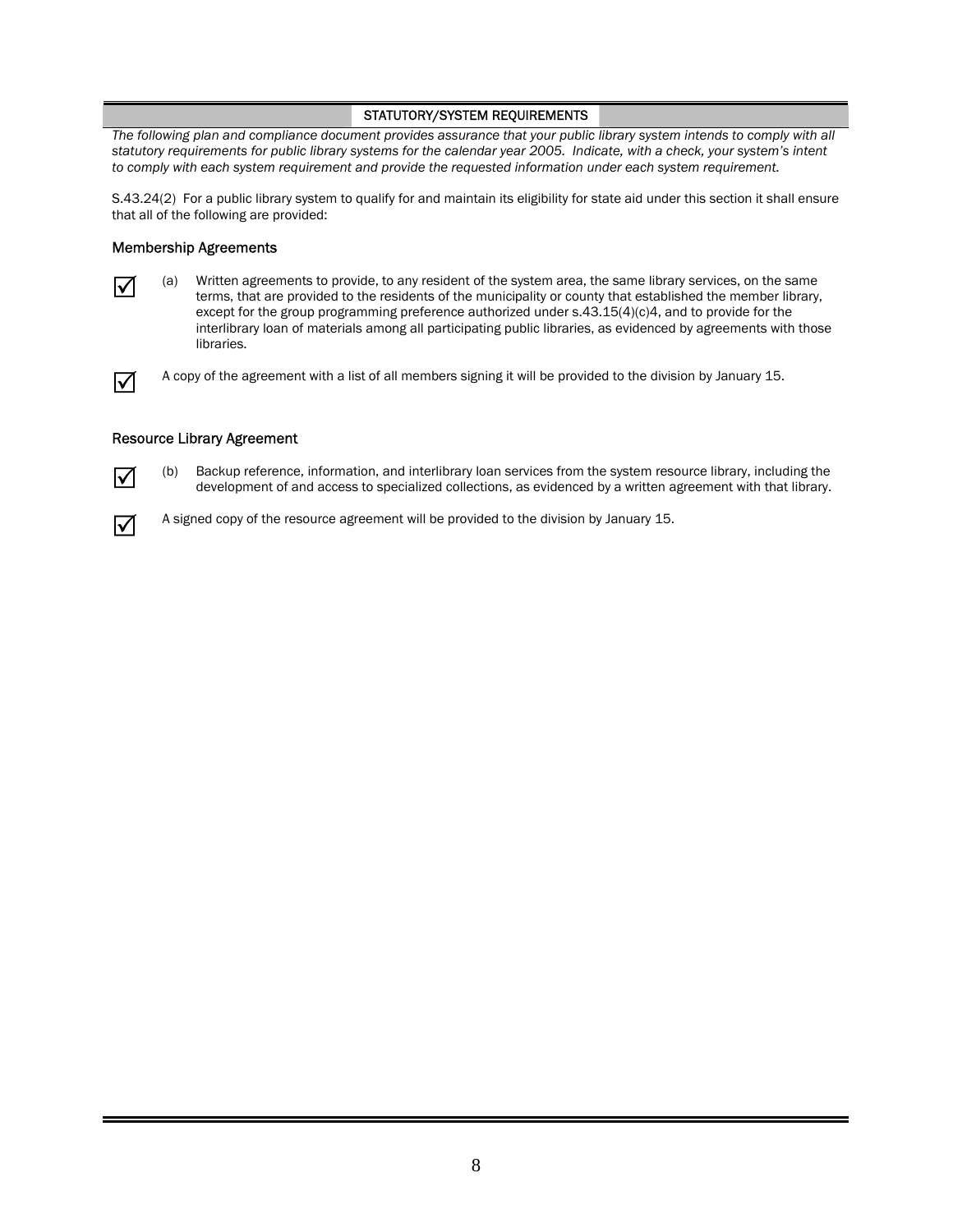## STATUTORY/SYSTEM REQUIREMENTS

*The following plan and compliance document provides assurance that your public library system intends to comply with all statutory requirements for public library systems for the calendar year 2005. Indicate, with a check, your system's intent to comply with each system requirement and provide the requested information under each system requirement.*

S.43.24(2) For a public library system to qualify for and maintain its eligibility for state aid under this section it shall ensure that all of the following are provided:

### Membership Agreements

☑ (a) Written agreements to provide, to any resident of the system area, the same library services, on the same terms, that are provided to the residents of the municipality or county that established the member library, except for the group programming preference authorized under s.43.15(4)(c)4, and to provide for the interlibrary loan of materials among all participating public libraries, as evidenced by agreements with those libraries.

☑ A copy of the agreement with a list of all members signing it will be provided to the division by January 15.

### Resource Library Agreement

☑ (b) Backup reference, information, and interlibrary loan services from the system resource library, including the development of and access to specialized collections, as evidenced by a written agreement with that library.

☑ A signed copy of the resource agreement will be provided to the division by January 15.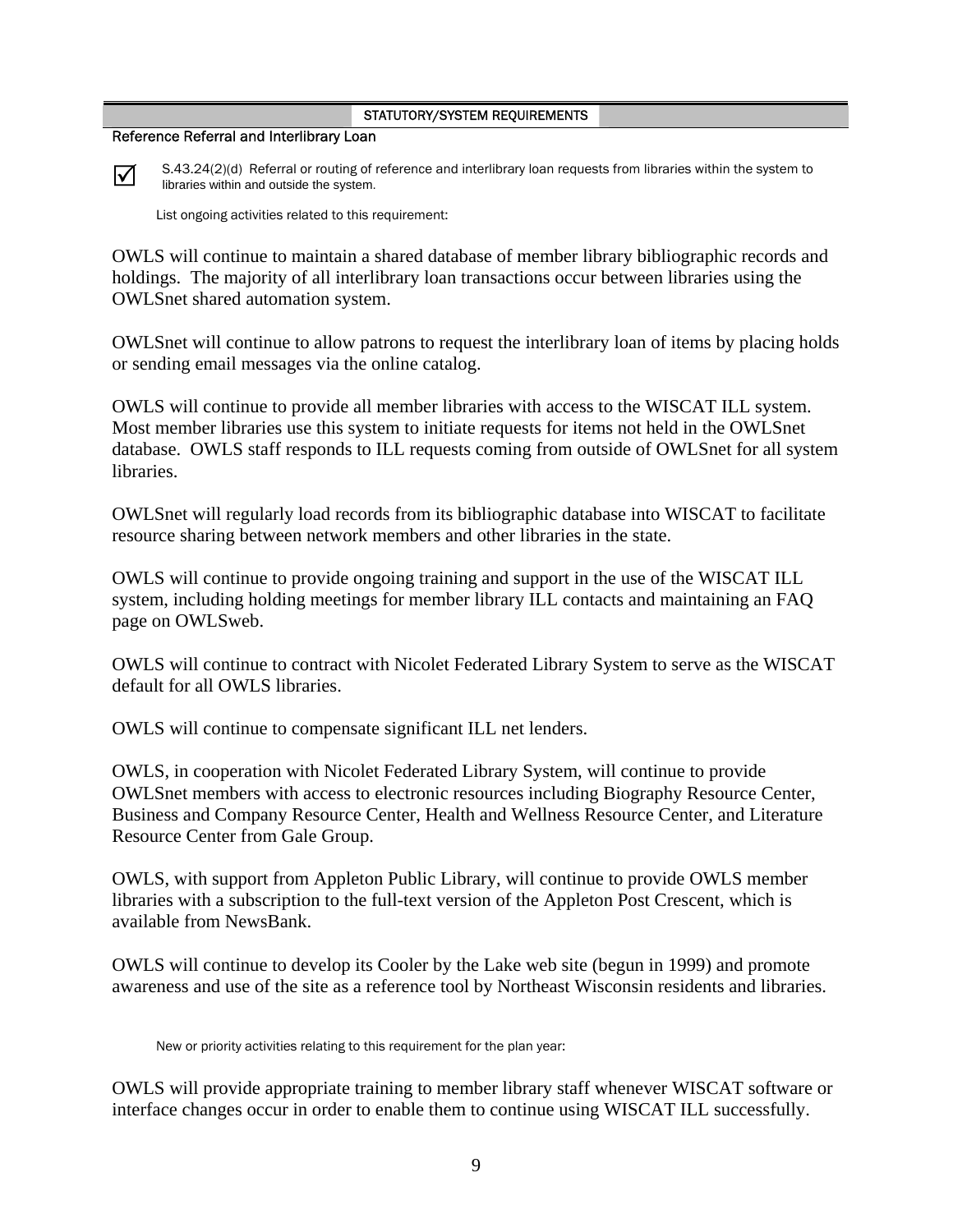## STATUTORY/SYSTEM REQUIREMENTS

### Reference Referral and Interlibrary Loan

☑ S.43.24(2)(d) Referral or routing of reference and interlibrary loan requests from libraries within the system to libraries within and outside the system.

List ongoing activities related to this requirement:

OWLS will continue to maintain a shared database of member library bibliographic records and holdings. The majority of all interlibrary loan transactions occur between libraries using the OWLSnet shared automation system.

OWLSnet will continue to allow patrons to request the interlibrary loan of items by placing holds or sending email messages via the online catalog.

OWLS will continue to provide all member libraries with access to the WISCAT ILL system. Most member libraries use this system to initiate requests for items not held in the OWLSnet database. OWLS staff responds to ILL requests coming from outside of OWLSnet for all system libraries.

OWLSnet will regularly load records from its bibliographic database into WISCAT to facilitate resource sharing between network members and other libraries in the state.

OWLS will continue to provide ongoing training and support in the use of the WISCAT ILL system, including holding meetings for member library ILL contacts and maintaining an FAQ page on OWLSweb.

OWLS will continue to contract with Nicolet Federated Library System to serve as the WISCAT default for all OWLS libraries.

OWLS will continue to compensate significant ILL net lenders.

OWLS, in cooperation with Nicolet Federated Library System, will continue to provide OWLSnet members with access to electronic resources including Biography Resource Center, Business and Company Resource Center, Health and Wellness Resource Center, and Literature Resource Center from Gale Group.

OWLS, with support from Appleton Public Library, will continue to provide OWLS member libraries with a subscription to the full-text version of the Appleton Post Crescent, which is available from NewsBank.

OWLS will continue to develop its Cooler by the Lake web site (begun in 1999) and promote awareness and use of the site as a reference tool by Northeast Wisconsin residents and libraries.

New or priority activities relating to this requirement for the plan year:

OWLS will provide appropriate training to member library staff whenever WISCAT software or interface changes occur in order to enable them to continue using WISCAT ILL successfully.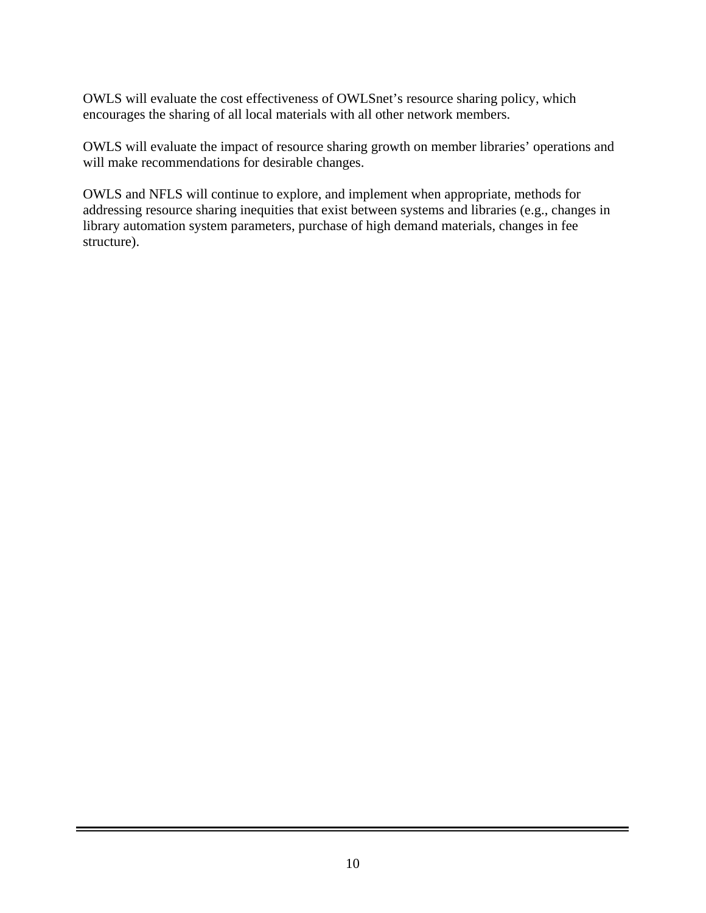OWLS will evaluate the cost effectiveness of OWLSnet's resource sharing policy, which encourages the sharing of all local materials with all other network members.

OWLS will evaluate the impact of resource sharing growth on member libraries' operations and will make recommendations for desirable changes.

OWLS and NFLS will continue to explore, and implement when appropriate, methods for addressing resource sharing inequities that exist between systems and libraries (e.g., changes in library automation system parameters, purchase of high demand materials, changes in fee structure).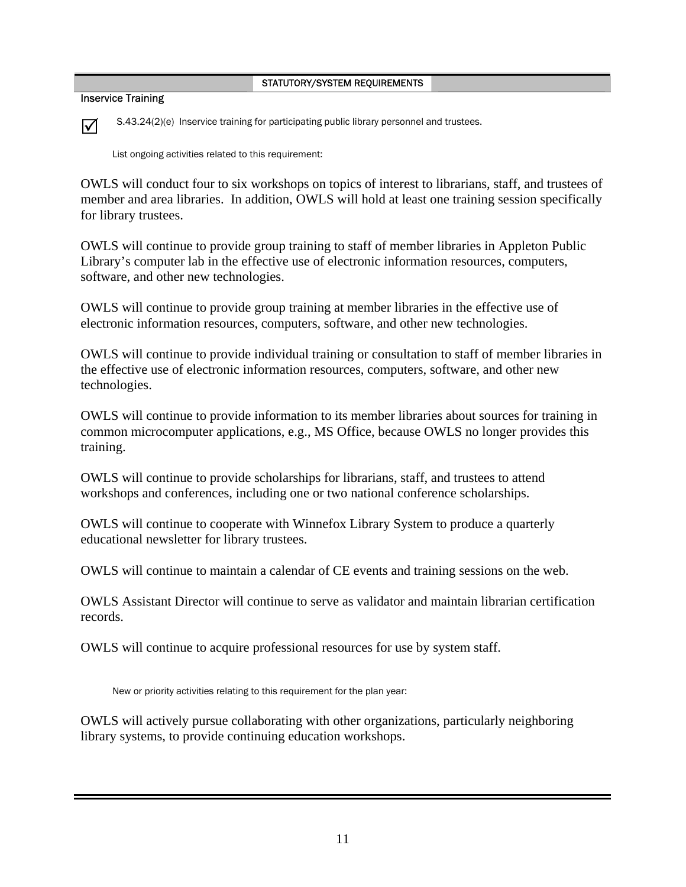STATUTORY/SYSTEM REQUIREMENTS

**Inservice Training**

☑ S.43.24(2)(e) Inservice training for participating public library personnel and trustees.

List ongoing activities related to this requirement:

OWLS will conduct four to six workshops on topics of interest to librarians, staff, and trustees of member and area libraries. In addition, OWLS will hold at least one training session specifically for library trustees.

OWLS will continue to provide group training to staff of member libraries in Appleton Public Library's computer lab in the effective use of electronic information resources, computers, software, and other new technologies.

OWLS will continue to provide group training at member libraries in the effective use of electronic information resources, computers, software, and other new technologies.

OWLS will continue to provide individual training or consultation to staff of member libraries in the effective use of electronic information resources, computers, software, and other new technologies.

OWLS will continue to provide information to its member libraries about sources for training in common microcomputer applications, e.g., MS Office, because OWLS no longer provides this training.

OWLS will continue to provide scholarships for librarians, staff, and trustees to attend workshops and conferences, including one or two national conference scholarships.

OWLS will continue to cooperate with Winnefox Library System to produce a quarterly educational newsletter for library trustees.

OWLS will continue to maintain a calendar of CE events and training sessions on the web.

OWLS Assistant Director will continue to serve as validator and maintain librarian certification records.

OWLS will continue to acquire professional resources for use by system staff.

New or priority activities relating to this requirement for the plan year:

OWLS will actively pursue collaborating with other organizations, particularly neighboring library systems, to provide continuing education workshops.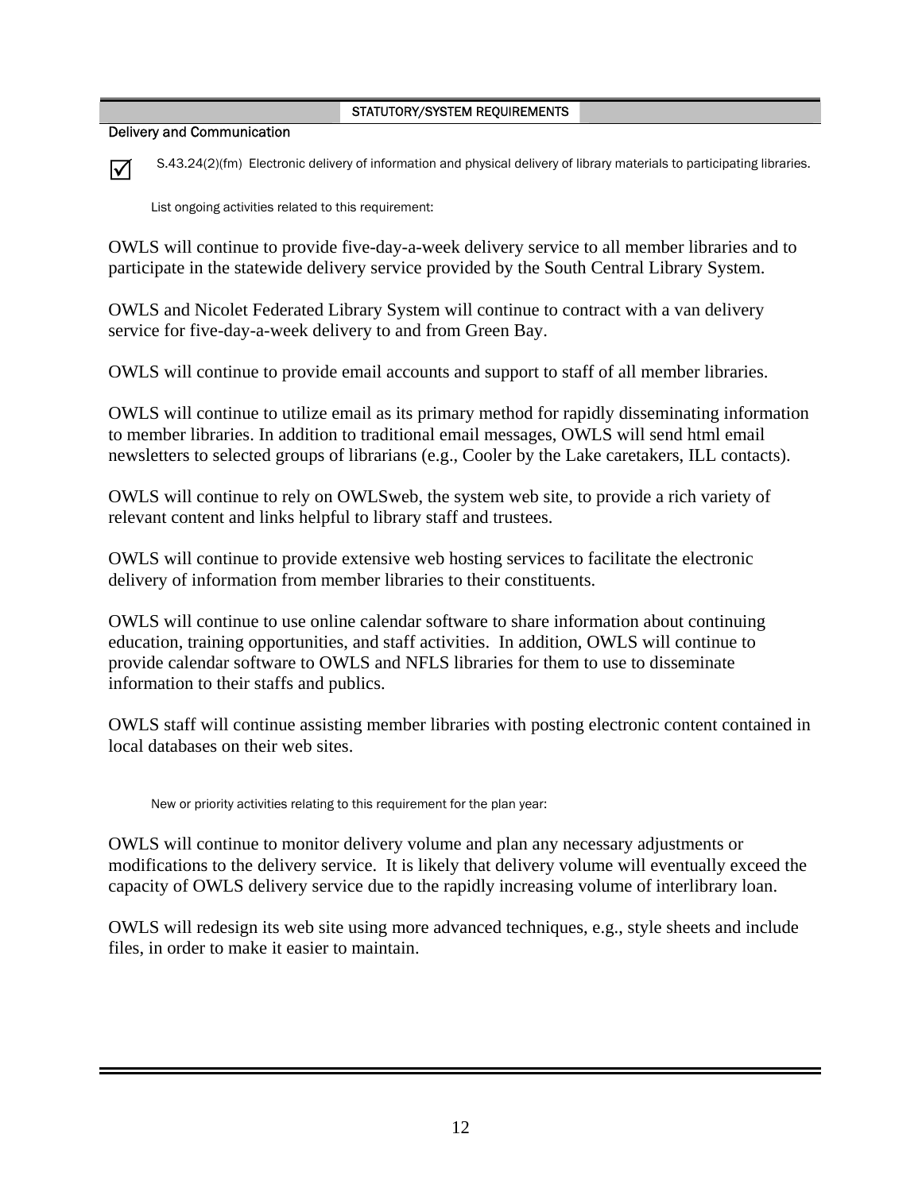## STATUTORY/SYSTEM REQUIREMENTS

### Delivery and Communication

☑ S.43.24(2)(fm) Electronic delivery of information and physical delivery of library materials to participating libraries.

List ongoing activities related to this requirement:

OWLS will continue to provide five-day-a-week delivery service to all member libraries and to participate in the statewide delivery service provided by the South Central Library System.

OWLS and Nicolet Federated Library System will continue to contract with a van delivery service for five-day-a-week delivery to and from Green Bay.

OWLS will continue to provide email accounts and support to staff of all member libraries.

OWLS will continue to utilize email as its primary method for rapidly disseminating information to member libraries. In addition to traditional email messages, OWLS will send html email newsletters to selected groups of librarians (e.g., Cooler by the Lake caretakers, ILL contacts).

OWLS will continue to rely on OWLSweb, the system web site, to provide a rich variety of relevant content and links helpful to library staff and trustees.

OWLS will continue to provide extensive web hosting services to facilitate the electronic delivery of information from member libraries to their constituents.

OWLS will continue to use online calendar software to share information about continuing education, training opportunities, and staff activities. In addition, OWLS will continue to provide calendar software to OWLS and NFLS libraries for them to use to disseminate information to their staffs and publics.

OWLS staff will continue assisting member libraries with posting electronic content contained in local databases on their web sites.

New or priority activities relating to this requirement for the plan year:

OWLS will continue to monitor delivery volume and plan any necessary adjustments or modifications to the delivery service. It is likely that delivery volume will eventually exceed the capacity of OWLS delivery service due to the rapidly increasing volume of interlibrary loan.

OWLS will redesign its web site using more advanced techniques, e.g., style sheets and include files, in order to make it easier to maintain.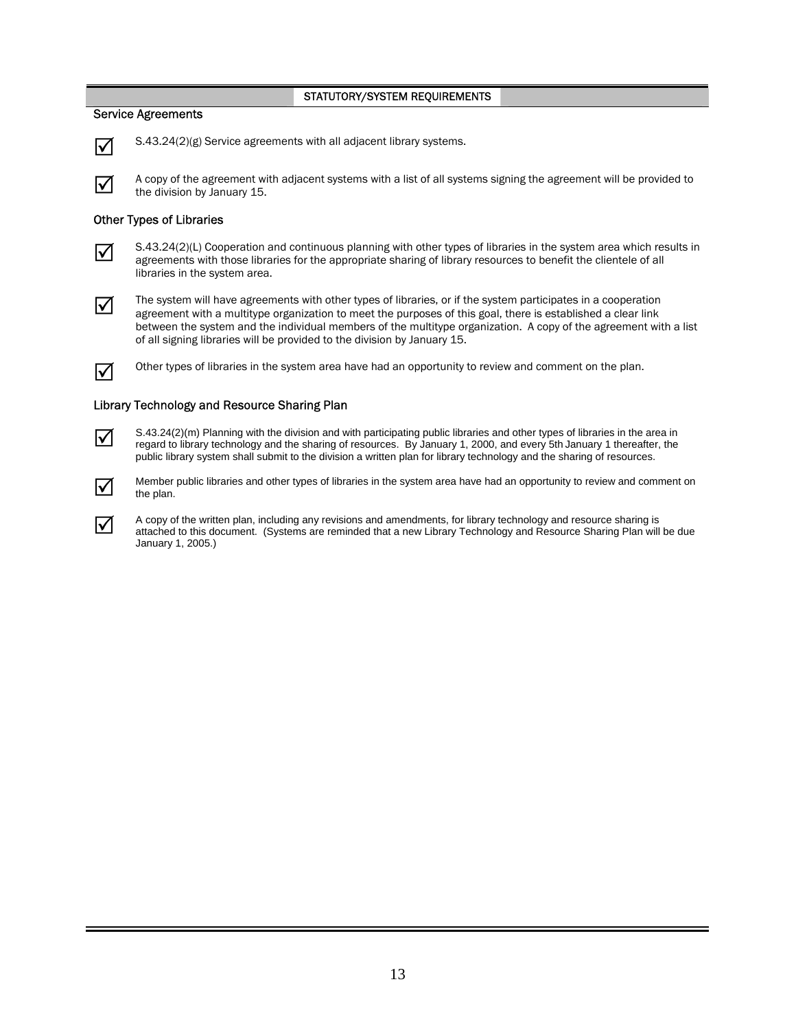## STATUTORY/SYSTEM REQUIREMENTS

### Service Agreements

- ☑ S.43.24(2)(g) Service agreements with all adjacent library systems.
- ☑ A copy of the agreement with adjacent systems with a list of all systems signing the agreement will be provided to the division by January 15.

### Other Types of Libraries

- ☑ S.43.24(2)(L) Cooperation and continuous planning with other types of libraries in the system area which results in agreements with those libraries for the appropriate sharing of library resources to benefit the clientele of all libraries in the system area.
- ☑ The system will have agreements with other types of libraries, or if the system participates in a cooperation agreement with a multitype organization to meet the purposes of this goal, there is established a clear link between the system and the individual members of the multitype organization. A copy of the agreement with a list of all signing libraries will be provided to the division by January 15.
- ☑ Other types of libraries in the system area have had an opportunity to review and comment on the plan.

### Library Technology and Resource Sharing Plan

- ☑ S.43.24(2)(m) Planning with the division and with participating public libraries and other types of libraries in the area in regard to library technology and the sharing of resources. By January 1, 2000, and every 5th January 1 thereafter, the public library system shall submit to the division a written plan for library technology and the sharing of resources.
- ☑ Member public libraries and other types of libraries in the system area have had an opportunity to review and comment on the plan.
- ☑ A copy of the written plan, including any revisions and amendments, for library technology and resource sharing is attached to this document. (Systems are reminded that a new Library Technology and Resource Sharing Plan will be due January 1, 2005.)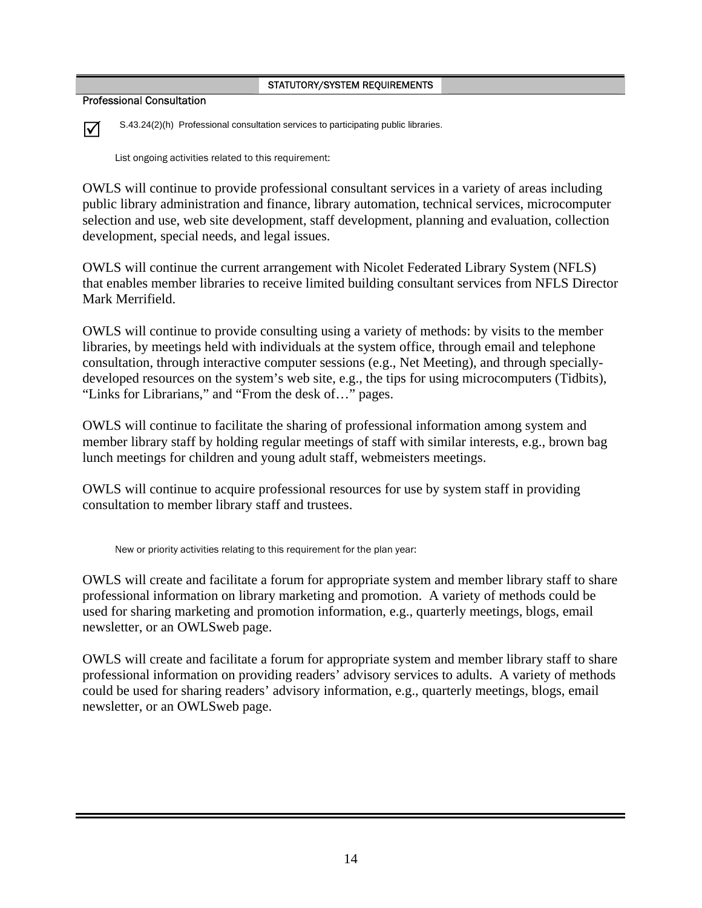## STATUTORY/SYSTEM REQUIREMENTS

### Professional Consultation

☑ S.43.24(2)(h) Professional consultation services to participating public libraries.

List ongoing activities related to this requirement:

OWLS will continue to provide professional consultant services in a variety of areas including public library administration and finance, library automation, technical services, microcomputer selection and use, web site development, staff development, planning and evaluation, collection development, special needs, and legal issues.

OWLS will continue the current arrangement with Nicolet Federated Library System (NFLS) that enables member libraries to receive limited building consultant services from NFLS Director Mark Merrifield.

OWLS will continue to provide consulting using a variety of methods: by visits to the member libraries, by meetings held with individuals at the system office, through email and telephone consultation, through interactive computer sessions (e.g., Net Meeting), and through specially-developed resources on the system's web site, e.g., the tips for using microcomputers (Tidbits), "Links for Librarians," and "From the desk of…" pages.

OWLS will continue to facilitate the sharing of professional information among system and member library staff by holding regular meetings of staff with similar interests, e.g., brown bag lunch meetings for children and young adult staff, webmeisters meetings.

OWLS will continue to acquire professional resources for use by system staff in providing consultation to member library staff and trustees.

New or priority activities relating to this requirement for the plan year:

OWLS will create and facilitate a forum for appropriate system and member library staff to share professional information on library marketing and promotion. A variety of methods could be used for sharing marketing and promotion information, e.g., quarterly meetings, blogs, email newsletter, or an OWLSweb page.

OWLS will create and facilitate a forum for appropriate system and member library staff to share professional information on providing readers' advisory services to adults. A variety of methods could be used for sharing readers' advisory information, e.g., quarterly meetings, blogs, email newsletter, or an OWLSweb page.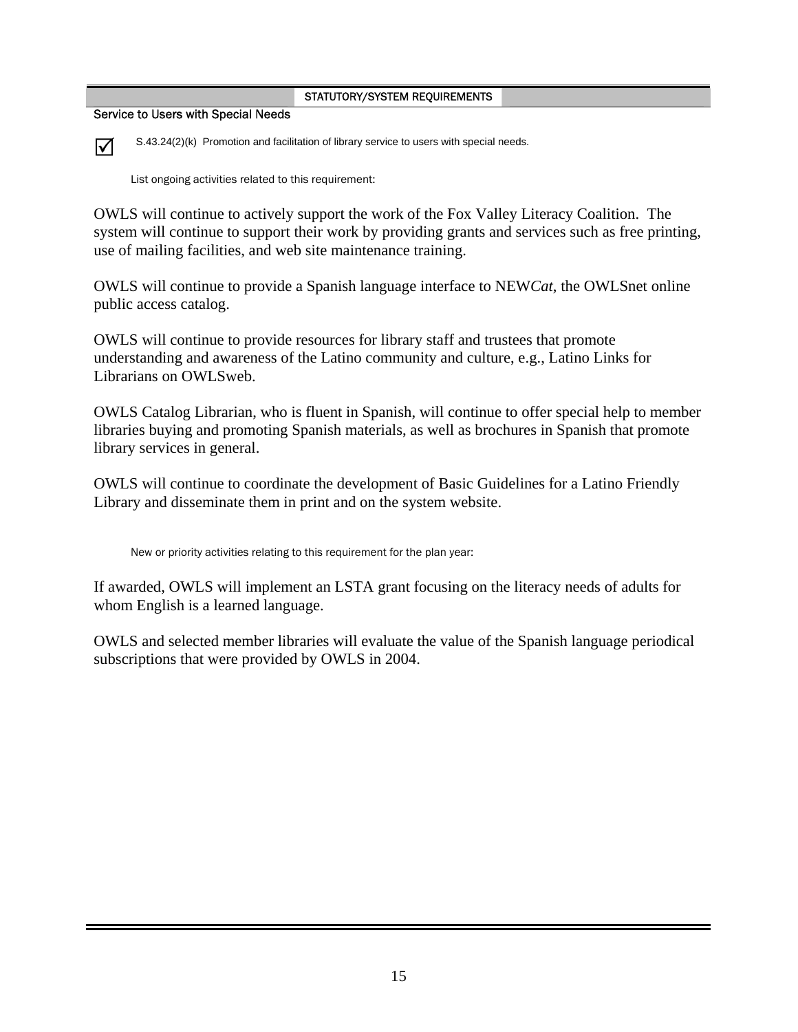## STATUTORY/SYSTEM REQUIREMENTS

### Service to Users with Special Needs

☑ S.43.24(2)(k) Promotion and facilitation of library service to users with special needs.

List ongoing activities related to this requirement:

OWLS will continue to actively support the work of the Fox Valley Literacy Coalition. The system will continue to support their work by providing grants and services such as free printing, use of mailing facilities, and web site maintenance training.

OWLS will continue to provide a Spanish language interface to NEW*Cat*, the OWLSnet online public access catalog.

OWLS will continue to provide resources for library staff and trustees that promote understanding and awareness of the Latino community and culture, e.g., Latino Links for Librarians on OWLSweb.

OWLS Catalog Librarian, who is fluent in Spanish, will continue to offer special help to member libraries buying and promoting Spanish materials, as well as brochures in Spanish that promote library services in general.

OWLS will continue to coordinate the development of Basic Guidelines for a Latino Friendly Library and disseminate them in print and on the system website.

New or priority activities relating to this requirement for the plan year:

If awarded, OWLS will implement an LSTA grant focusing on the literacy needs of adults for whom English is a learned language.

OWLS and selected member libraries will evaluate the value of the Spanish language periodical subscriptions that were provided by OWLS in 2004.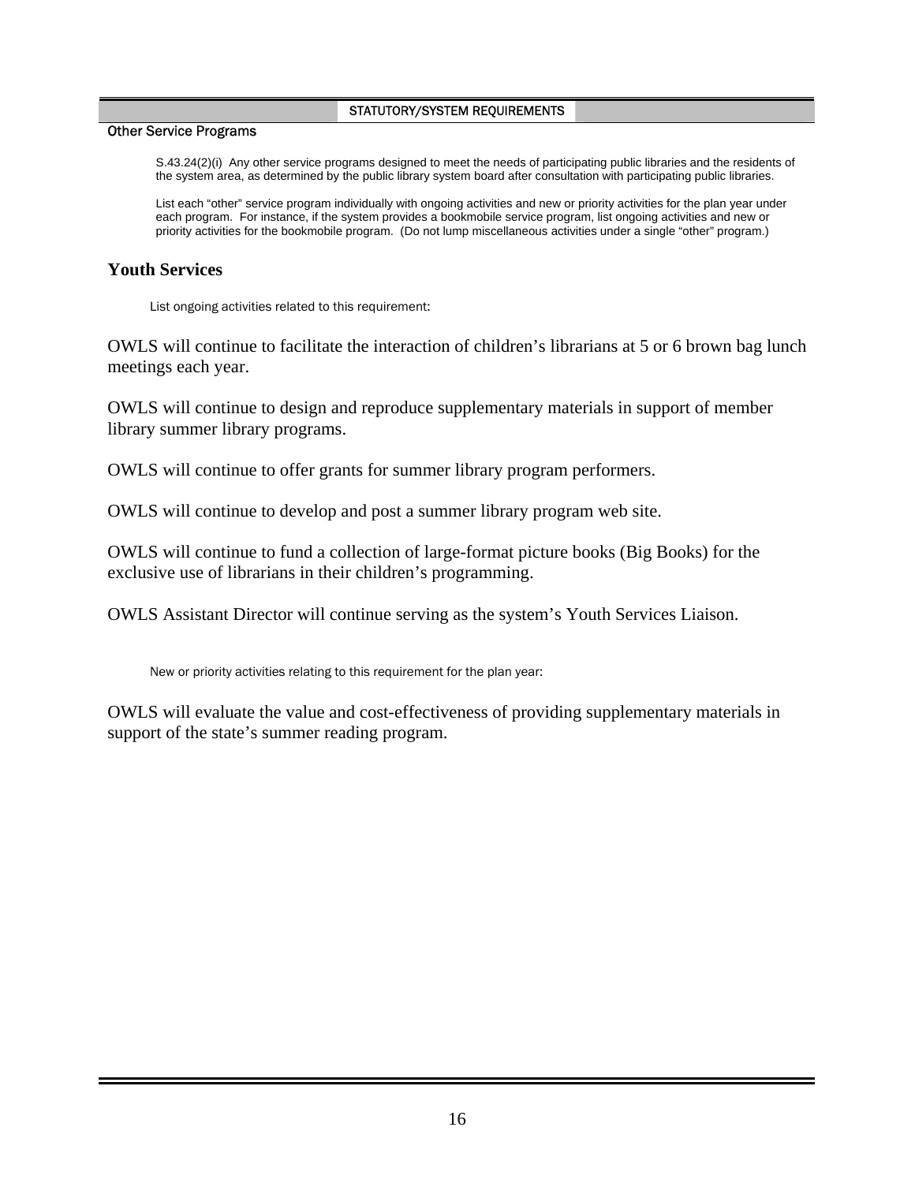STATUTORY/SYSTEM REQUIREMENTS

**Other Service Programs**

S.43.24(2)(i) Any other service programs designed to meet the needs of participating public libraries and the residents of the system area, as determined by the public library system board after consultation with participating public libraries.

List each "other" service program individually with ongoing activities and new or priority activities for the plan year under each program. For instance, if the system provides a bookmobile service program, list ongoing activities and new or priority activities for the bookmobile program. (Do not lump miscellaneous activities under a single "other" program.)

## Youth Services

List ongoing activities related to this requirement:

OWLS will continue to facilitate the interaction of children's librarians at 5 or 6 brown bag lunch meetings each year.

OWLS will continue to design and reproduce supplementary materials in support of member library summer library programs.

OWLS will continue to offer grants for summer library program performers.

OWLS will continue to develop and post a summer library program web site.

OWLS will continue to fund a collection of large-format picture books (Big Books) for the exclusive use of librarians in their children's programming.

OWLS Assistant Director will continue serving as the system's Youth Services Liaison.

New or priority activities relating to this requirement for the plan year:

OWLS will evaluate the value and cost-effectiveness of providing supplementary materials in support of the state's summer reading program.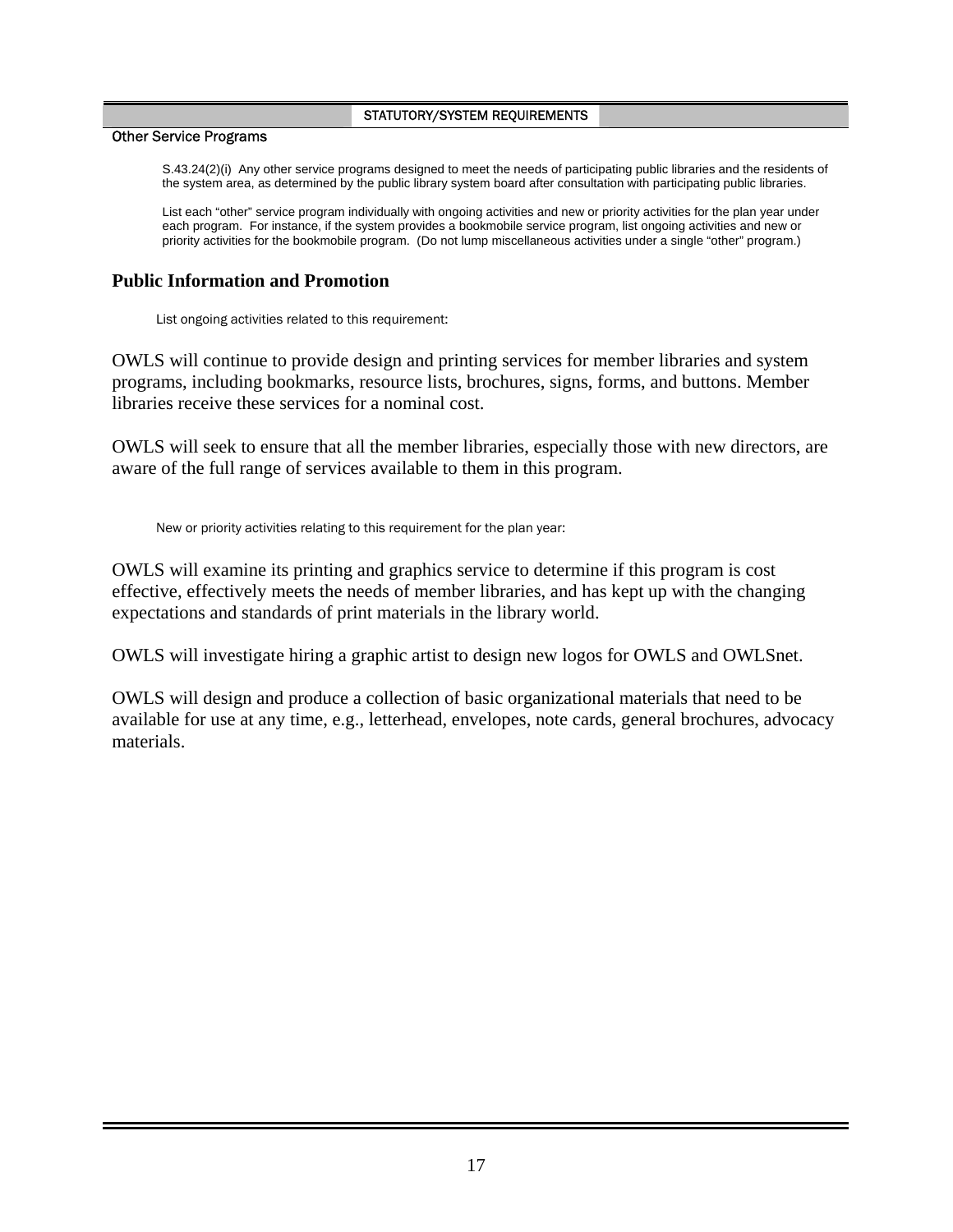STATUTORY/SYSTEM REQUIREMENTS

### Other Service Programs

S.43.24(2)(i) Any other service programs designed to meet the needs of participating public libraries and the residents of the system area, as determined by the public library system board after consultation with participating public libraries.

List each "other" service program individually with ongoing activities and new or priority activities for the plan year under each program. For instance, if the system provides a bookmobile service program, list ongoing activities and new or priority activities for the bookmobile program. (Do not lump miscellaneous activities under a single "other" program.)

## Public Information and Promotion

List ongoing activities related to this requirement:

OWLS will continue to provide design and printing services for member libraries and system programs, including bookmarks, resource lists, brochures, signs, forms, and buttons. Member libraries receive these services for a nominal cost.

OWLS will seek to ensure that all the member libraries, especially those with new directors, are aware of the full range of services available to them in this program.

New or priority activities relating to this requirement for the plan year:

OWLS will examine its printing and graphics service to determine if this program is cost effective, effectively meets the needs of member libraries, and has kept up with the changing expectations and standards of print materials in the library world.

OWLS will investigate hiring a graphic artist to design new logos for OWLS and OWLSnet.

OWLS will design and produce a collection of basic organizational materials that need to be available for use at any time, e.g., letterhead, envelopes, note cards, general brochures, advocacy materials.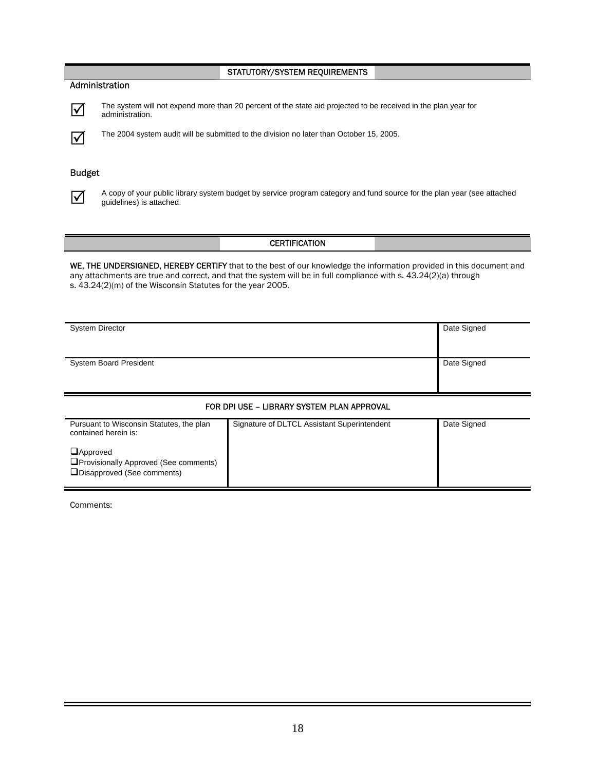## STATUTORY/SYSTEM REQUIREMENTS

### Administration

- [x] The system will not expend more than 20 percent of the state aid projected to be received in the plan year for administration.
- [x] The 2004 system audit will be submitted to the division no later than October 15, 2005.

### Budget

- [x] A copy of your public library system budget by service program category and fund source for the plan year (see attached guidelines) is attached.

## CERTIFICATION

**WE, THE UNDERSIGNED, HEREBY CERTIFY** that to the best of our knowledge the information provided in this document and any attachments are true and correct, and that the system will be in full compliance with s. 43.24(2)(a) through s. 43.24(2)(m) of the Wisconsin Statutes for the year 2005.

| System Director | Date Signed |
|---|---|
| System Board President | Date Signed |

### FOR DPI USE – LIBRARY SYSTEM PLAN APPROVAL

| Pursuant to Wisconsin Statutes, the plan contained herein is:<br><br>☐ Approved<br>☐ Provisionally Approved (See comments)<br>☐ Disapproved (See comments) | Signature of DLTCL Assistant Superintendent | Date Signed |
|---|---|---|

Comments: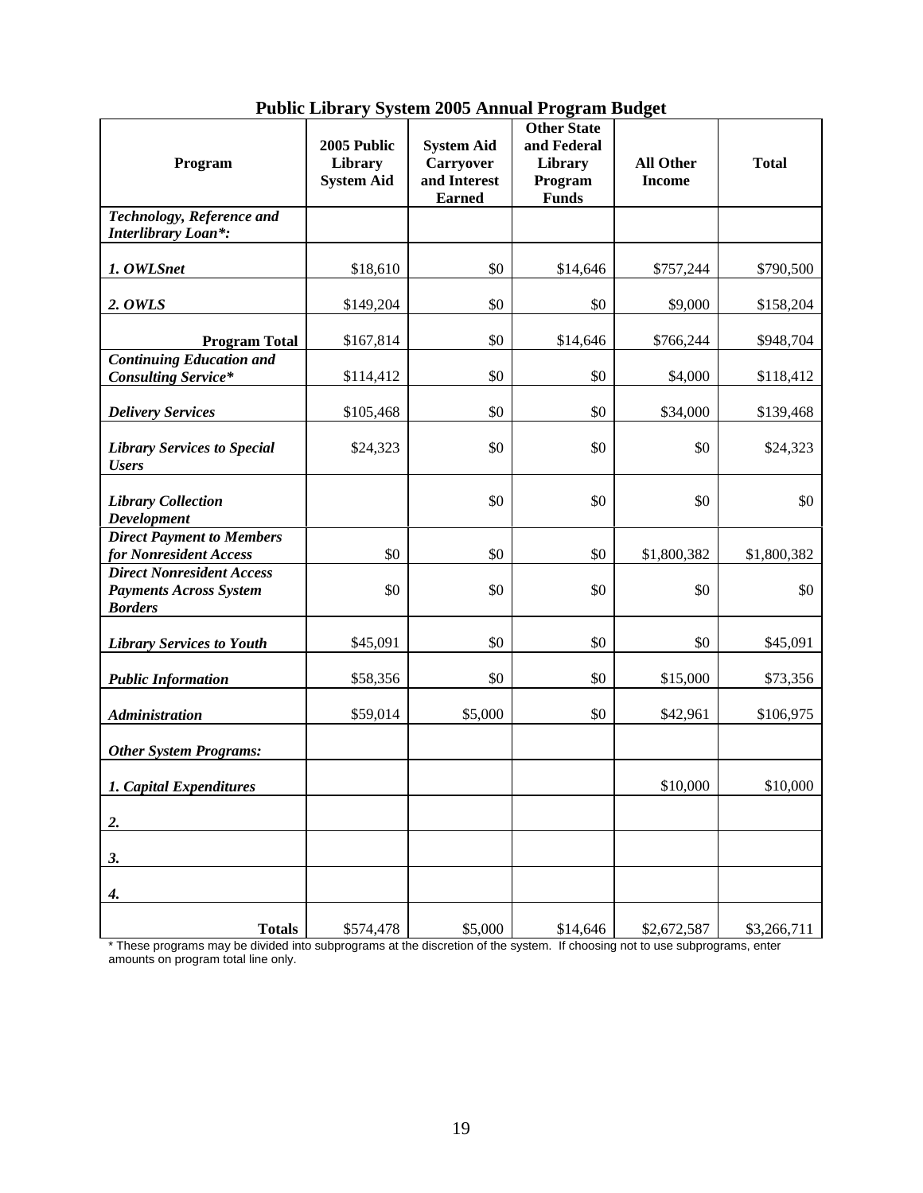## Public Library System 2005 Annual Program Budget

| Program | 2005 Public Library System Aid | System Aid Carryover and Interest Earned | Other State and Federal Library Program Funds | All Other Income | Total |
|---|---|---|---|---|---|
| ***Technology, Reference and Interlibrary Loan*:*** | | | | | |
| ***1. OWLSnet*** | $18,610 | $0 | $14,646 | $757,244 | $790,500 |
| ***2. OWLS*** | $149,204 | $0 | $0 | $9,000 | $158,204 |
| **Program Total** | $167,814 | $0 | $14,646 | $766,244 | $948,704 |
| ***Continuing Education and Consulting Service**** | $114,412 | $0 | $0 | $4,000 | $118,412 |
| ***Delivery Services*** | $105,468 | $0 | $0 | $34,000 | $139,468 |
| ***Library Services to Special Users*** | $24,323 | $0 | $0 | $0 | $24,323 |
| ***Library Collection Development*** | | $0 | $0 | $0 | $0 |
| ***Direct Payment to Members for Nonresident Access*** | $0 | $0 | $0 | $1,800,382 | $1,800,382 |
| ***Direct Nonresident Access Payments Across System Borders*** | $0 | $0 | $0 | $0 | $0 |
| ***Library Services to Youth*** | $45,091 | $0 | $0 | $0 | $45,091 |
| ***Public Information*** | $58,356 | $0 | $0 | $15,000 | $73,356 |
| ***Administration*** | $59,014 | $5,000 | $0 | $42,961 | $106,975 |
| ***Other System Programs:*** | | | | | |
| ***1. Capital Expenditures*** | | | | $10,000 | $10,000 |
| ***2.*** | | | | | |
| ***3.*** | | | | | |
| ***4.*** | | | | | |
| **Totals** | $574,478 | $5,000 | $14,646 | $2,672,587 | $3,266,711 |

* These programs may be divided into subprograms at the discretion of the system. If choosing not to use subprograms, enter amounts on program total line only.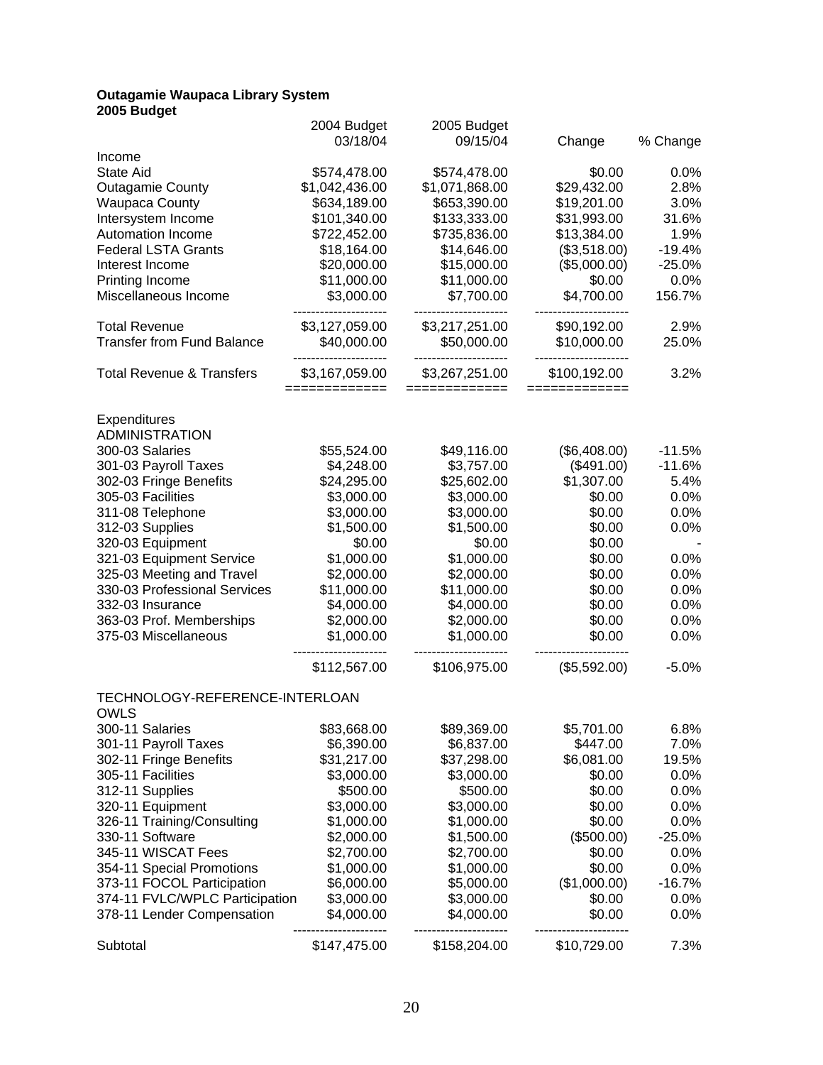**Outagamie Waupaca Library System**
**2005 Budget**

| | 2004 Budget 03/18/04 | 2005 Budget 09/15/04 | Change | % Change |
|---|---|---|---|---|
| Income | | | | |
| State Aid | $574,478.00 | $574,478.00 | $0.00 | 0.0% |
| Outagamie County | $1,042,436.00 | $1,071,868.00 | $29,432.00 | 2.8% |
| Waupaca County | $634,189.00 | $653,390.00 | $19,201.00 | 3.0% |
| Intersystem Income | $101,340.00 | $133,333.00 | $31,993.00 | 31.6% |
| Automation Income | $722,452.00 | $735,836.00 | $13,384.00 | 1.9% |
| Federal LSTA Grants | $18,164.00 | $14,646.00 | ($3,518.00) | -19.4% |
| Interest Income | $20,000.00 | $15,000.00 | ($5,000.00) | -25.0% |
| Printing Income | $11,000.00 | $11,000.00 | $0.00 | 0.0% |
| Miscellaneous Income | $3,000.00 | $7,700.00 | $4,700.00 | 156.7% |
| Total Revenue | $3,127,059.00 | $3,217,251.00 | $90,192.00 | 2.9% |
| Transfer from Fund Balance | $40,000.00 | $50,000.00 | $10,000.00 | 25.0% |
| Total Revenue & Transfers | $3,167,059.00 | $3,267,251.00 | $100,192.00 | 3.2% |
| | | | | |
| Expenditures | | | | |
| ADMINISTRATION | | | | |
| 300-03 Salaries | $55,524.00 | $49,116.00 | ($6,408.00) | -11.5% |
| 301-03 Payroll Taxes | $4,248.00 | $3,757.00 | ($491.00) | -11.6% |
| 302-03 Fringe Benefits | $24,295.00 | $25,602.00 | $1,307.00 | 5.4% |
| 305-03 Facilities | $3,000.00 | $3,000.00 | $0.00 | 0.0% |
| 311-08 Telephone | $3,000.00 | $3,000.00 | $0.00 | 0.0% |
| 312-03 Supplies | $1,500.00 | $1,500.00 | $0.00 | 0.0% |
| 320-03 Equipment | $0.00 | $0.00 | $0.00 | - |
| 321-03 Equipment Service | $1,000.00 | $1,000.00 | $0.00 | 0.0% |
| 325-03 Meeting and Travel | $2,000.00 | $2,000.00 | $0.00 | 0.0% |
| 330-03 Professional Services | $11,000.00 | $11,000.00 | $0.00 | 0.0% |
| 332-03 Insurance | $4,000.00 | $4,000.00 | $0.00 | 0.0% |
| 363-03 Prof. Memberships | $2,000.00 | $2,000.00 | $0.00 | 0.0% |
| 375-03 Miscellaneous | $1,000.00 | $1,000.00 | $0.00 | 0.0% |
| | $112,567.00 | $106,975.00 | ($5,592.00) | -5.0% |
| | | | | |
| TECHNOLOGY-REFERENCE-INTERLOAN | | | | |
| OWLS | | | | |
| 300-11 Salaries | $83,668.00 | $89,369.00 | $5,701.00 | 6.8% |
| 301-11 Payroll Taxes | $6,390.00 | $6,837.00 | $447.00 | 7.0% |
| 302-11 Fringe Benefits | $31,217.00 | $37,298.00 | $6,081.00 | 19.5% |
| 305-11 Facilities | $3,000.00 | $3,000.00 | $0.00 | 0.0% |
| 312-11 Supplies | $500.00 | $500.00 | $0.00 | 0.0% |
| 320-11 Equipment | $3,000.00 | $3,000.00 | $0.00 | 0.0% |
| 326-11 Training/Consulting | $1,000.00 | $1,000.00 | $0.00 | 0.0% |
| 330-11 Software | $2,000.00 | $1,500.00 | ($500.00) | -25.0% |
| 345-11 WISCAT Fees | $2,700.00 | $2,700.00 | $0.00 | 0.0% |
| 354-11 Special Promotions | $1,000.00 | $1,000.00 | $0.00 | 0.0% |
| 373-11 FOCOL Participation | $6,000.00 | $5,000.00 | ($1,000.00) | -16.7% |
| 374-11 FVLC/WPLC Participation | $3,000.00 | $3,000.00 | $0.00 | 0.0% |
| 378-11 Lender Compensation | $4,000.00 | $4,000.00 | $0.00 | 0.0% |
| Subtotal | $147,475.00 | $158,204.00 | $10,729.00 | 7.3% |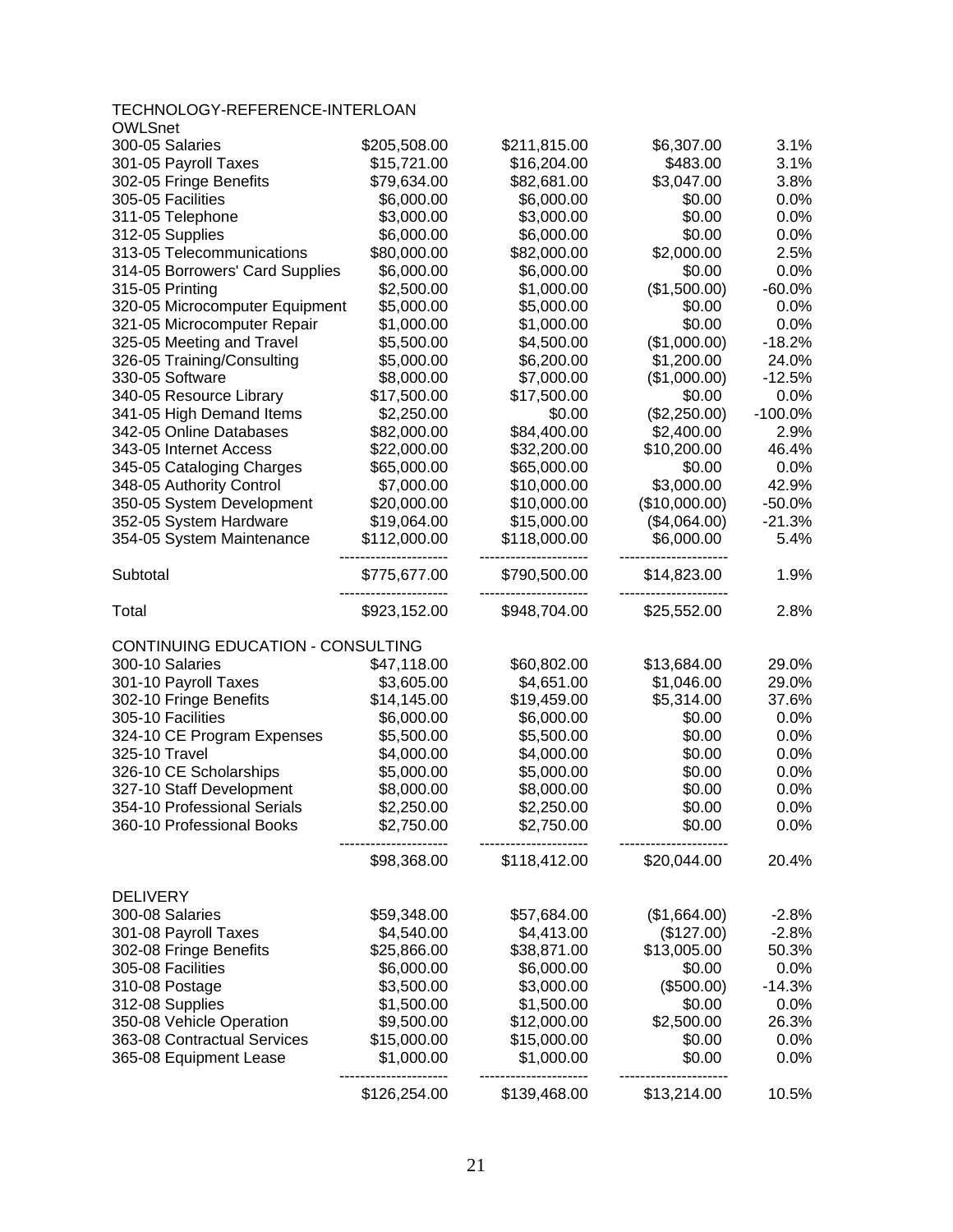TECHNOLOGY-REFERENCE-INTERLOAN

OWLSnet

| | | | | |
|---|---|---|---|---|
| 300-05 Salaries | $205,508.00 | $211,815.00 | $6,307.00 | 3.1% |
| 301-05 Payroll Taxes | $15,721.00 | $16,204.00 | $483.00 | 3.1% |
| 302-05 Fringe Benefits | $79,634.00 | $82,681.00 | $3,047.00 | 3.8% |
| 305-05 Facilities | $6,000.00 | $6,000.00 | $0.00 | 0.0% |
| 311-05 Telephone | $3,000.00 | $3,000.00 | $0.00 | 0.0% |
| 312-05 Supplies | $6,000.00 | $6,000.00 | $0.00 | 0.0% |
| 313-05 Telecommunications | $80,000.00 | $82,000.00 | $2,000.00 | 2.5% |
| 314-05 Borrowers' Card Supplies | $6,000.00 | $6,000.00 | $0.00 | 0.0% |
| 315-05 Printing | $2,500.00 | $1,000.00 | ($1,500.00) | -60.0% |
| 320-05 Microcomputer Equipment | $5,000.00 | $5,000.00 | $0.00 | 0.0% |
| 321-05 Microcomputer Repair | $1,000.00 | $1,000.00 | $0.00 | 0.0% |
| 325-05 Meeting and Travel | $5,500.00 | $4,500.00 | ($1,000.00) | -18.2% |
| 326-05 Training/Consulting | $5,000.00 | $6,200.00 | $1,200.00 | 24.0% |
| 330-05 Software | $8,000.00 | $7,000.00 | ($1,000.00) | -12.5% |
| 340-05 Resource Library | $17,500.00 | $17,500.00 | $0.00 | 0.0% |
| 341-05 High Demand Items | $2,250.00 | $0.00 | ($2,250.00) | -100.0% |
| 342-05 Online Databases | $82,000.00 | $84,400.00 | $2,400.00 | 2.9% |
| 343-05 Internet Access | $22,000.00 | $32,200.00 | $10,200.00 | 46.4% |
| 345-05 Cataloging Charges | $65,000.00 | $65,000.00 | $0.00 | 0.0% |
| 348-05 Authority Control | $7,000.00 | $10,000.00 | $3,000.00 | 42.9% |
| 350-05 System Development | $20,000.00 | $10,000.00 | ($10,000.00) | -50.0% |
| 352-05 System Hardware | $19,064.00 | $15,000.00 | ($4,064.00) | -21.3% |
| 354-05 System Maintenance | $112,000.00 | $118,000.00 | $6,000.00 | 5.4% |
| Subtotal | $775,677.00 | $790,500.00 | $14,823.00 | 1.9% |
| Total | $923,152.00 | $948,704.00 | $25,552.00 | 2.8% |

CONTINUING EDUCATION - CONSULTING

| | | | | |
|---|---|---|---|---|
| 300-10 Salaries | $47,118.00 | $60,802.00 | $13,684.00 | 29.0% |
| 301-10 Payroll Taxes | $3,605.00 | $4,651.00 | $1,046.00 | 29.0% |
| 302-10 Fringe Benefits | $14,145.00 | $19,459.00 | $5,314.00 | 37.6% |
| 305-10 Facilities | $6,000.00 | $6,000.00 | $0.00 | 0.0% |
| 324-10 CE Program Expenses | $5,500.00 | $5,500.00 | $0.00 | 0.0% |
| 325-10 Travel | $4,000.00 | $4,000.00 | $0.00 | 0.0% |
| 326-10 CE Scholarships | $5,000.00 | $5,000.00 | $0.00 | 0.0% |
| 327-10 Staff Development | $8,000.00 | $8,000.00 | $0.00 | 0.0% |
| 354-10 Professional Serials | $2,250.00 | $2,250.00 | $0.00 | 0.0% |
| 360-10 Professional Books | $2,750.00 | $2,750.00 | $0.00 | 0.0% |
| | $98,368.00 | $118,412.00 | $20,044.00 | 20.4% |

DELIVERY

| | | | | |
|---|---|---|---|---|
| 300-08 Salaries | $59,348.00 | $57,684.00 | ($1,664.00) | -2.8% |
| 301-08 Payroll Taxes | $4,540.00 | $4,413.00 | ($127.00) | -2.8% |
| 302-08 Fringe Benefits | $25,866.00 | $38,871.00 | $13,005.00 | 50.3% |
| 305-08 Facilities | $6,000.00 | $6,000.00 | $0.00 | 0.0% |
| 310-08 Postage | $3,500.00 | $3,000.00 | ($500.00) | -14.3% |
| 312-08 Supplies | $1,500.00 | $1,500.00 | $0.00 | 0.0% |
| 350-08 Vehicle Operation | $9,500.00 | $12,000.00 | $2,500.00 | 26.3% |
| 363-08 Contractual Services | $15,000.00 | $15,000.00 | $0.00 | 0.0% |
| 365-08 Equipment Lease | $1,000.00 | $1,000.00 | $0.00 | 0.0% |
| | $126,254.00 | $139,468.00 | $13,214.00 | 10.5% |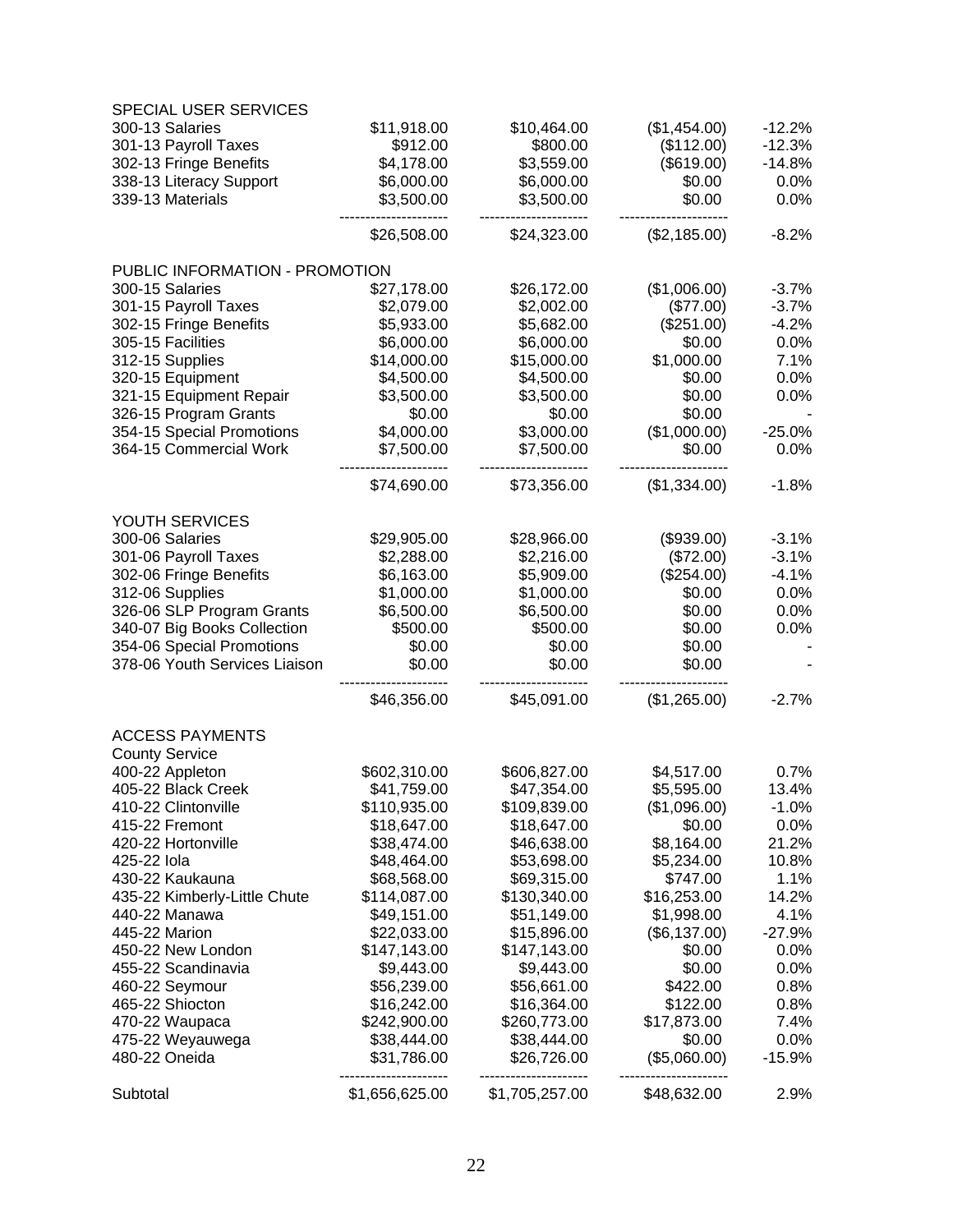| | | | | |
|---|---|---|---|---|
| SPECIAL USER SERVICES | | | | |
| 300-13 Salaries | $11,918.00 | $10,464.00 | ($1,454.00) | -12.2% |
| 301-13 Payroll Taxes | $912.00 | $800.00 | ($112.00) | -12.3% |
| 302-13 Fringe Benefits | $4,178.00 | $3,559.00 | ($619.00) | -14.8% |
| 338-13 Literacy Support | $6,000.00 | $6,000.00 | $0.00 | 0.0% |
| 339-13 Materials | $3,500.00 | $3,500.00 | $0.00 | 0.0% |
| | $26,508.00 | $24,323.00 | ($2,185.00) | -8.2% |
| PUBLIC INFORMATION - PROMOTION | | | | |
| 300-15 Salaries | $27,178.00 | $26,172.00 | ($1,006.00) | -3.7% |
| 301-15 Payroll Taxes | $2,079.00 | $2,002.00 | ($77.00) | -3.7% |
| 302-15 Fringe Benefits | $5,933.00 | $5,682.00 | ($251.00) | -4.2% |
| 305-15 Facilities | $6,000.00 | $6,000.00 | $0.00 | 0.0% |
| 312-15 Supplies | $14,000.00 | $15,000.00 | $1,000.00 | 7.1% |
| 320-15 Equipment | $4,500.00 | $4,500.00 | $0.00 | 0.0% |
| 321-15 Equipment Repair | $3,500.00 | $3,500.00 | $0.00 | 0.0% |
| 326-15 Program Grants | $0.00 | $0.00 | $0.00 | - |
| 354-15 Special Promotions | $4,000.00 | $3,000.00 | ($1,000.00) | -25.0% |
| 364-15 Commercial Work | $7,500.00 | $7,500.00 | $0.00 | 0.0% |
| | $74,690.00 | $73,356.00 | ($1,334.00) | -1.8% |
| YOUTH SERVICES | | | | |
| 300-06 Salaries | $29,905.00 | $28,966.00 | ($939.00) | -3.1% |
| 301-06 Payroll Taxes | $2,288.00 | $2,216.00 | ($72.00) | -3.1% |
| 302-06 Fringe Benefits | $6,163.00 | $5,909.00 | ($254.00) | -4.1% |
| 312-06 Supplies | $1,000.00 | $1,000.00 | $0.00 | 0.0% |
| 326-06 SLP Program Grants | $6,500.00 | $6,500.00 | $0.00 | 0.0% |
| 340-07 Big Books Collection | $500.00 | $500.00 | $0.00 | 0.0% |
| 354-06 Special Promotions | $0.00 | $0.00 | $0.00 | - |
| 378-06 Youth Services Liaison | $0.00 | $0.00 | $0.00 | - |
| | $46,356.00 | $45,091.00 | ($1,265.00) | -2.7% |
| ACCESS PAYMENTS | | | | |
| County Service | | | | |
| 400-22 Appleton | $602,310.00 | $606,827.00 | $4,517.00 | 0.7% |
| 405-22 Black Creek | $41,759.00 | $47,354.00 | $5,595.00 | 13.4% |
| 410-22 Clintonville | $110,935.00 | $109,839.00 | ($1,096.00) | -1.0% |
| 415-22 Fremont | $18,647.00 | $18,647.00 | $0.00 | 0.0% |
| 420-22 Hortonville | $38,474.00 | $46,638.00 | $8,164.00 | 21.2% |
| 425-22 Iola | $48,464.00 | $53,698.00 | $5,234.00 | 10.8% |
| 430-22 Kaukauna | $68,568.00 | $69,315.00 | $747.00 | 1.1% |
| 435-22 Kimberly-Little Chute | $114,087.00 | $130,340.00 | $16,253.00 | 14.2% |
| 440-22 Manawa | $49,151.00 | $51,149.00 | $1,998.00 | 4.1% |
| 445-22 Marion | $22,033.00 | $15,896.00 | ($6,137.00) | -27.9% |
| 450-22 New London | $147,143.00 | $147,143.00 | $0.00 | 0.0% |
| 455-22 Scandinavia | $9,443.00 | $9,443.00 | $0.00 | 0.0% |
| 460-22 Seymour | $56,239.00 | $56,661.00 | $422.00 | 0.8% |
| 465-22 Shiocton | $16,242.00 | $16,364.00 | $122.00 | 0.8% |
| 470-22 Waupaca | $242,900.00 | $260,773.00 | $17,873.00 | 7.4% |
| 475-22 Weyauwega | $38,444.00 | $38,444.00 | $0.00 | 0.0% |
| 480-22 Oneida | $31,786.00 | $26,726.00 | ($5,060.00) | -15.9% |
| Subtotal | $1,656,625.00 | $1,705,257.00 | $48,632.00 | 2.9% |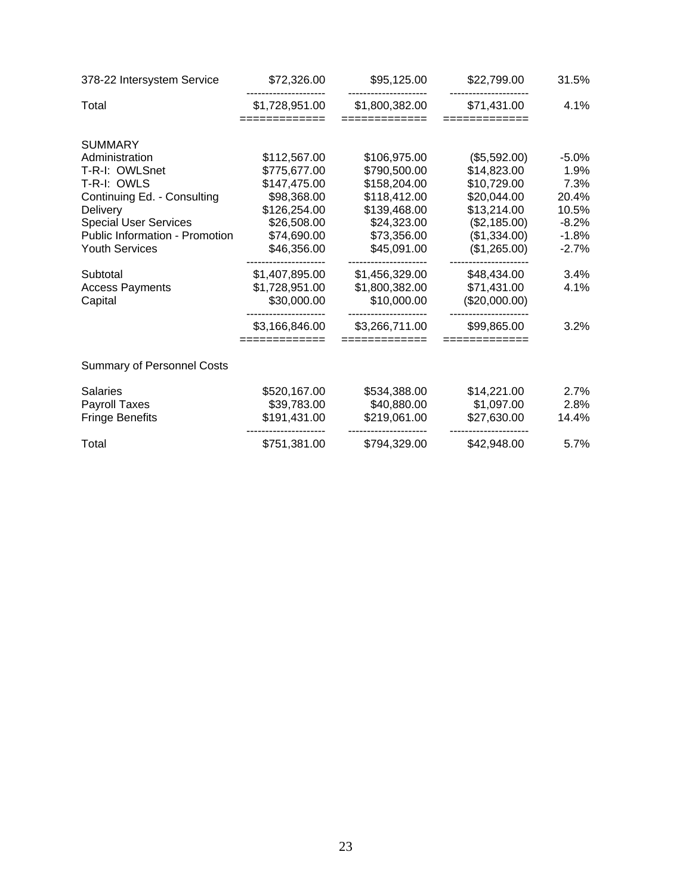| | | | | |
|---|---|---|---|---|
| 378-22 Intersystem Service | $72,326.00 | $95,125.00 | $22,799.00 | 31.5% |
| Total | $1,728,951.00 | $1,800,382.00 | $71,431.00 | 4.1% |

| | | | | |
|---|---|---|---|---|
| **SUMMARY** | | | | |
| Administration | $112,567.00 | $106,975.00 | ($5,592.00) | -5.0% |
| T-R-I: OWLSnet | $775,677.00 | $790,500.00 | $14,823.00 | 1.9% |
| T-R-I: OWLS | $147,475.00 | $158,204.00 | $10,729.00 | 7.3% |
| Continuing Ed. - Consulting | $98,368.00 | $118,412.00 | $20,044.00 | 20.4% |
| Delivery | $126,254.00 | $139,468.00 | $13,214.00 | 10.5% |
| Special User Services | $26,508.00 | $24,323.00 | ($2,185.00) | -8.2% |
| Public Information - Promotion | $74,690.00 | $73,356.00 | ($1,334.00) | -1.8% |
| Youth Services | $46,356.00 | $45,091.00 | ($1,265.00) | -2.7% |
| Subtotal | $1,407,895.00 | $1,456,329.00 | $48,434.00 | 3.4% |
| Access Payments | $1,728,951.00 | $1,800,382.00 | $71,431.00 | 4.1% |
| Capital | $30,000.00 | $10,000.00 | ($20,000.00) | |
| | $3,166,846.00 | $3,266,711.00 | $99,865.00 | 3.2% |

Summary of Personnel Costs

| | | | | |
|---|---|---|---|---|
| Salaries | $520,167.00 | $534,388.00 | $14,221.00 | 2.7% |
| Payroll Taxes | $39,783.00 | $40,880.00 | $1,097.00 | 2.8% |
| Fringe Benefits | $191,431.00 | $219,061.00 | $27,630.00 | 14.4% |
| Total | $751,381.00 | $794,329.00 | $42,948.00 | 5.7% |